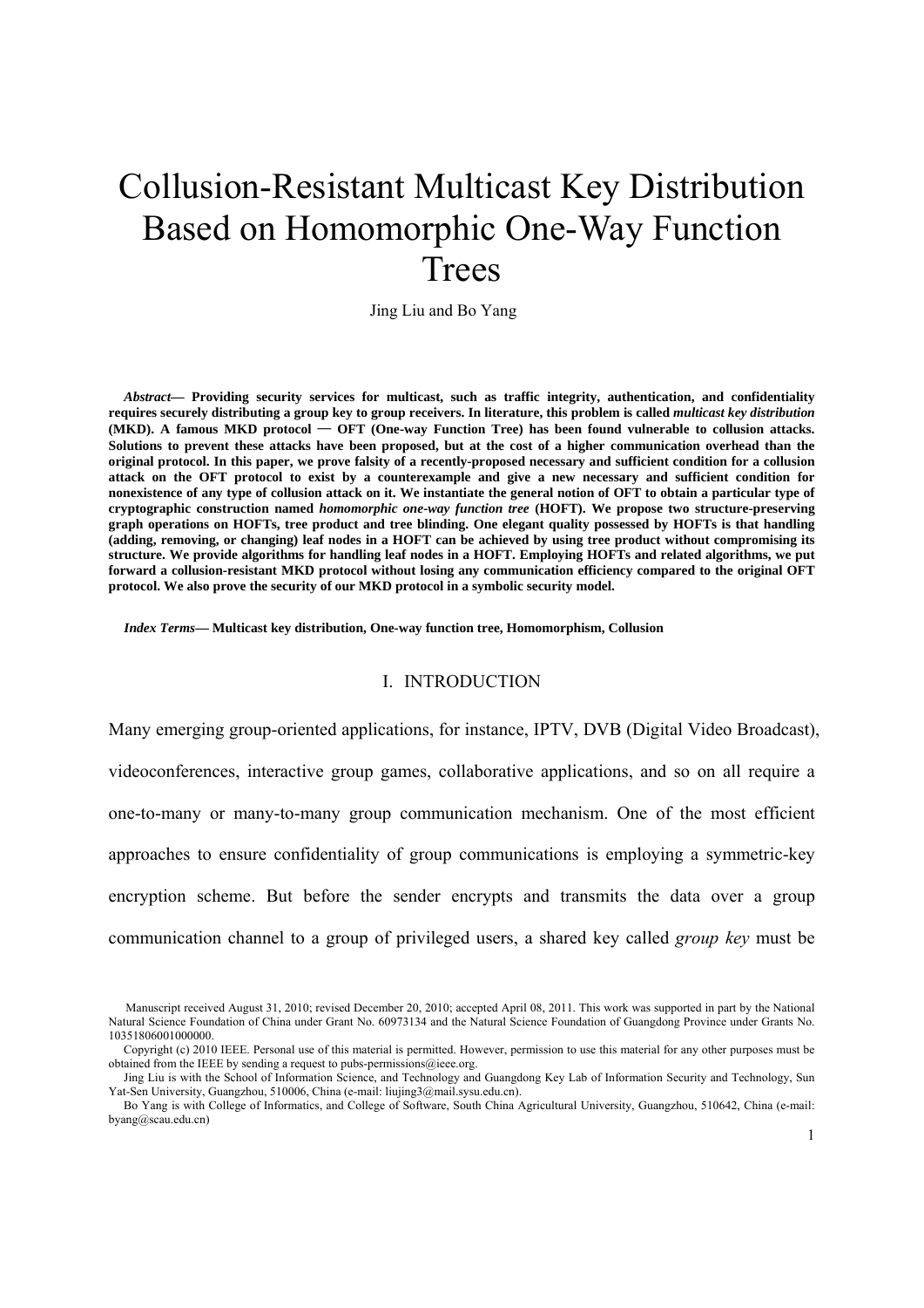# Collusion-Resistant Multicast Key Distribution Based on Homomorphic One-Way Function Trees

Jing Liu and Bo Yang

***Abstract*— Providing security services for multicast, such as traffic integrity, authentication, and confidentiality requires securely distributing a group key to group receivers. In literature, this problem is called *multicast key distribution* (MKD). A famous MKD protocol — OFT (One-way Function Tree) has been found vulnerable to collusion attacks. Solutions to prevent these attacks have been proposed, but at the cost of a higher communication overhead than the original protocol. In this paper, we prove falsity of a recently-proposed necessary and sufficient condition for a collusion attack on the OFT protocol to exist by a counterexample and give a new necessary and sufficient condition for nonexistence of any type of collusion attack on it. We instantiate the general notion of OFT to obtain a particular type of cryptographic construction named *homomorphic one-way function tree* (HOFT). We propose two structure-preserving graph operations on HOFTs, tree product and tree blinding. One elegant quality possessed by HOFTs is that handling (adding, removing, or changing) leaf nodes in a HOFT can be achieved by using tree product without compromising its structure. We provide algorithms for handling leaf nodes in a HOFT. Employing HOFTs and related algorithms, we put forward a collusion-resistant MKD protocol without losing any communication efficiency compared to the original OFT protocol. We also prove the security of our MKD protocol in a symbolic security model.**

***Index Terms*— Multicast key distribution, One-way function tree, Homomorphism, Collusion**

## I. INTRODUCTION

Many emerging group-oriented applications, for instance, IPTV, DVB (Digital Video Broadcast), videoconferences, interactive group games, collaborative applications, and so on all require a one-to-many or many-to-many group communication mechanism. One of the most efficient approaches to ensure confidentiality of group communications is employing a symmetric-key encryption scheme. But before the sender encrypts and transmits the data over a group communication channel to a group of privileged users, a shared key called *group key* must be

---

Manuscript received August 31, 2010; revised December 20, 2010; accepted April 08, 2011. This work was supported in part by the National Natural Science Foundation of China under Grant No. 60973134 and the Natural Science Foundation of Guangdong Province under Grants No. 10351806001000000.

Copyright (c) 2010 IEEE. Personal use of this material is permitted. However, permission to use this material for any other purposes must be obtained from the IEEE by sending a request to pubs-permissions@ieee.org.

Jing Liu is with the School of Information Science, and Technology and Guangdong Key Lab of Information Security and Technology, Sun Yat-Sen University, Guangzhou, 510006, China (e-mail: liujing3@mail.sysu.edu.cn).

Bo Yang is with College of Informatics, and College of Software, South China Agricultural University, Guangzhou, 510642, China (e-mail: byang@scau.edu.cn)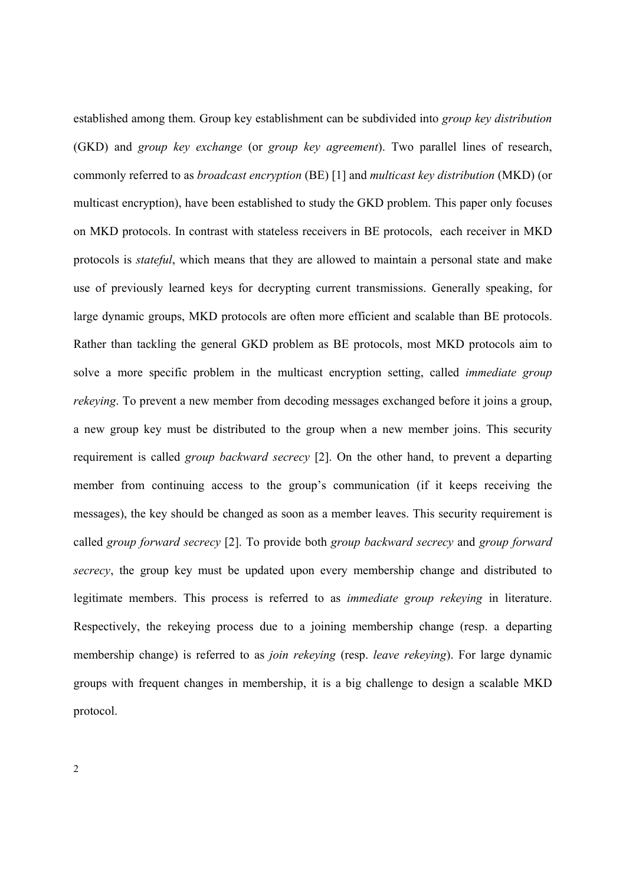established among them. Group key establishment can be subdivided into *group key distribution* (GKD) and *group key exchange* (or *group key agreement*). Two parallel lines of research, commonly referred to as *broadcast encryption* (BE) [1] and *multicast key distribution* (MKD) (or multicast encryption), have been established to study the GKD problem. This paper only focuses on MKD protocols. In contrast with stateless receivers in BE protocols, each receiver in MKD protocols is *stateful*, which means that they are allowed to maintain a personal state and make use of previously learned keys for decrypting current transmissions. Generally speaking, for large dynamic groups, MKD protocols are often more efficient and scalable than BE protocols. Rather than tackling the general GKD problem as BE protocols, most MKD protocols aim to solve a more specific problem in the multicast encryption setting, called *immediate group rekeying*. To prevent a new member from decoding messages exchanged before it joins a group, a new group key must be distributed to the group when a new member joins. This security requirement is called *group backward secrecy* [2]. On the other hand, to prevent a departing member from continuing access to the group's communication (if it keeps receiving the messages), the key should be changed as soon as a member leaves. This security requirement is called *group forward secrecy* [2]. To provide both *group backward secrecy* and *group forward secrecy*, the group key must be updated upon every membership change and distributed to legitimate members. This process is referred to as *immediate group rekeying* in literature. Respectively, the rekeying process due to a joining membership change (resp. a departing membership change) is referred to as *join rekeying* (resp. *leave rekeying*). For large dynamic groups with frequent changes in membership, it is a big challenge to design a scalable MKD protocol.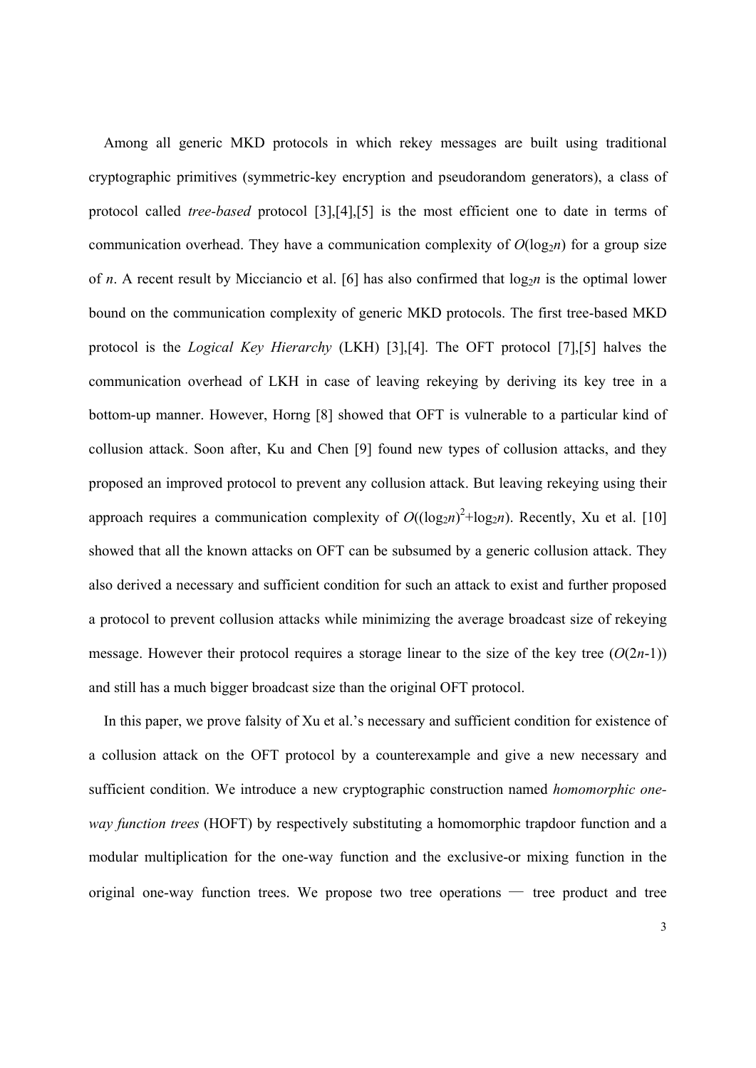Among all generic MKD protocols in which rekey messages are built using traditional cryptographic primitives (symmetric-key encryption and pseudorandom generators), a class of protocol called *tree-based* protocol [3],[4],[5] is the most efficient one to date in terms of communication overhead. They have a communication complexity of $O(\log_2 n)$ for a group size of $n$. A recent result by Micciancio et al. [6] has also confirmed that $\log_2 n$ is the optimal lower bound on the communication complexity of generic MKD protocols. The first tree-based MKD protocol is the *Logical Key Hierarchy* (LKH) [3],[4]. The OFT protocol [7],[5] halves the communication overhead of LKH in case of leaving rekeying by deriving its key tree in a bottom-up manner. However, Horng [8] showed that OFT is vulnerable to a particular kind of collusion attack. Soon after, Ku and Chen [9] found new types of collusion attacks, and they proposed an improved protocol to prevent any collusion attack. But leaving rekeying using their approach requires a communication complexity of $O((\log_2 n)^2+\log_2 n)$. Recently, Xu et al. [10] showed that all the known attacks on OFT can be subsumed by a generic collusion attack. They also derived a necessary and sufficient condition for such an attack to exist and further proposed a protocol to prevent collusion attacks while minimizing the average broadcast size of rekeying message. However their protocol requires a storage linear to the size of the key tree ($O(2n\text{-}1)$) and still has a much bigger broadcast size than the original OFT protocol.

In this paper, we prove falsity of Xu et al.'s necessary and sufficient condition for existence of a collusion attack on the OFT protocol by a counterexample and give a new necessary and sufficient condition. We introduce a new cryptographic construction named *homomorphic one-way function trees* (HOFT) by respectively substituting a homomorphic trapdoor function and a modular multiplication for the one-way function and the exclusive-or mixing function in the original one-way function trees. We propose two tree operations — tree product and tree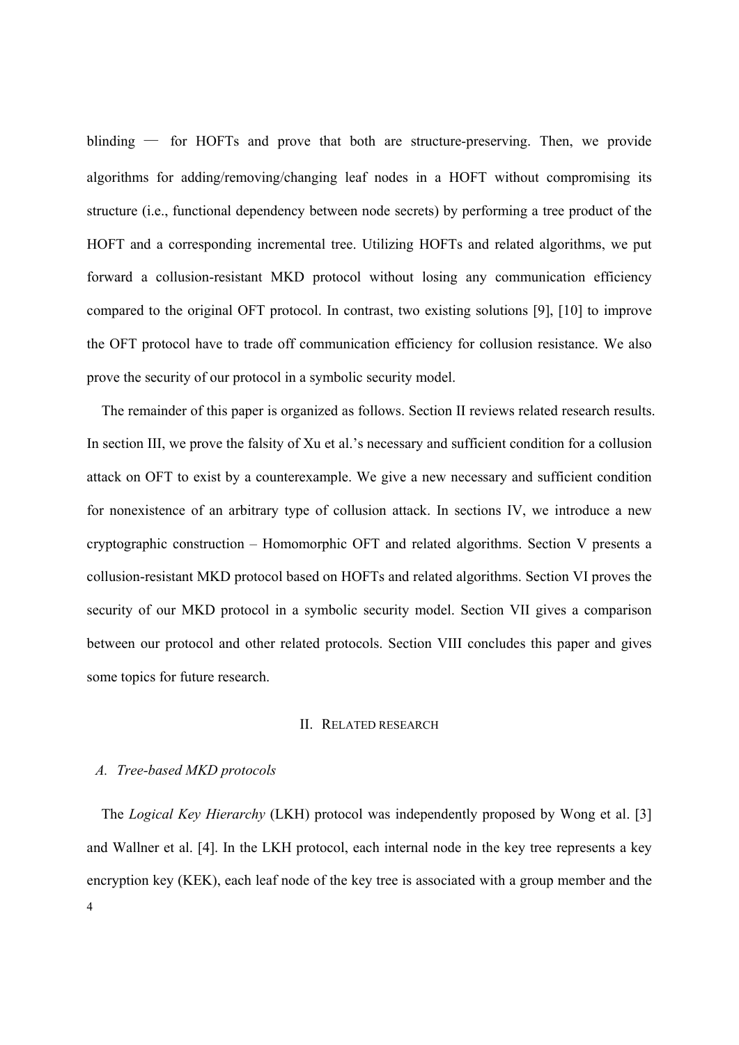blinding — for HOFTs and prove that both are structure-preserving. Then, we provide algorithms for adding/removing/changing leaf nodes in a HOFT without compromising its structure (i.e., functional dependency between node secrets) by performing a tree product of the HOFT and a corresponding incremental tree. Utilizing HOFTs and related algorithms, we put forward a collusion-resistant MKD protocol without losing any communication efficiency compared to the original OFT protocol. In contrast, two existing solutions [9], [10] to improve the OFT protocol have to trade off communication efficiency for collusion resistance. We also prove the security of our protocol in a symbolic security model.

The remainder of this paper is organized as follows. Section II reviews related research results. In section III, we prove the falsity of Xu et al.'s necessary and sufficient condition for a collusion attack on OFT to exist by a counterexample. We give a new necessary and sufficient condition for nonexistence of an arbitrary type of collusion attack. In sections IV, we introduce a new cryptographic construction – Homomorphic OFT and related algorithms. Section V presents a collusion-resistant MKD protocol based on HOFTs and related algorithms. Section VI proves the security of our MKD protocol in a symbolic security model. Section VII gives a comparison between our protocol and other related protocols. Section VIII concludes this paper and gives some topics for future research.

## II. Related Research

### A. Tree-based MKD protocols

The *Logical Key Hierarchy* (LKH) protocol was independently proposed by Wong et al. [3] and Wallner et al. [4]. In the LKH protocol, each internal node in the key tree represents a key encryption key (KEK), each leaf node of the key tree is associated with a group member and the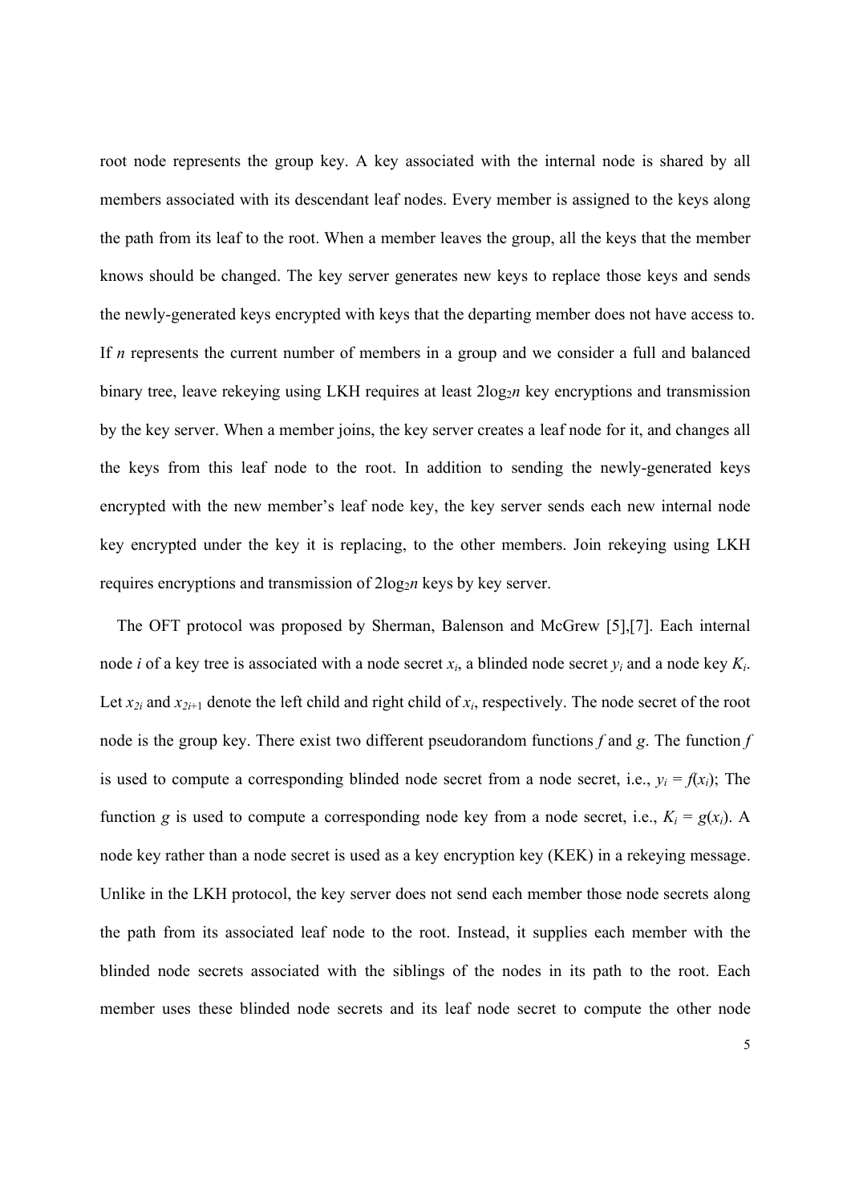root node represents the group key. A key associated with the internal node is shared by all members associated with its descendant leaf nodes. Every member is assigned to the keys along the path from its leaf to the root. When a member leaves the group, all the keys that the member knows should be changed. The key server generates new keys to replace those keys and sends the newly-generated keys encrypted with keys that the departing member does not have access to. If $n$ represents the current number of members in a group and we consider a full and balanced binary tree, leave rekeying using LKH requires at least $2\log_2 n$ key encryptions and transmission by the key server. When a member joins, the key server creates a leaf node for it, and changes all the keys from this leaf node to the root. In addition to sending the newly-generated keys encrypted with the new member's leaf node key, the key server sends each new internal node key encrypted under the key it is replacing, to the other members. Join rekeying using LKH requires encryptions and transmission of $2\log_2 n$ keys by key server.

The OFT protocol was proposed by Sherman, Balenson and McGrew [5],[7]. Each internal node $i$ of a key tree is associated with a node secret $x_i$, a blinded node secret $y_i$ and a node key $K_i$. Let $x_{2i}$ and $x_{2i+1}$ denote the left child and right child of $x_i$, respectively. The node secret of the root node is the group key. There exist two different pseudorandom functions $f$ and $g$. The function $f$ is used to compute a corresponding blinded node secret from a node secret, i.e., $y_i = f(x_i)$; The function $g$ is used to compute a corresponding node key from a node secret, i.e., $K_i = g(x_i)$. A node key rather than a node secret is used as a key encryption key (KEK) in a rekeying message. Unlike in the LKH protocol, the key server does not send each member those node secrets along the path from its associated leaf node to the root. Instead, it supplies each member with the blinded node secrets associated with the siblings of the nodes in its path to the root. Each member uses these blinded node secrets and its leaf node secret to compute the other node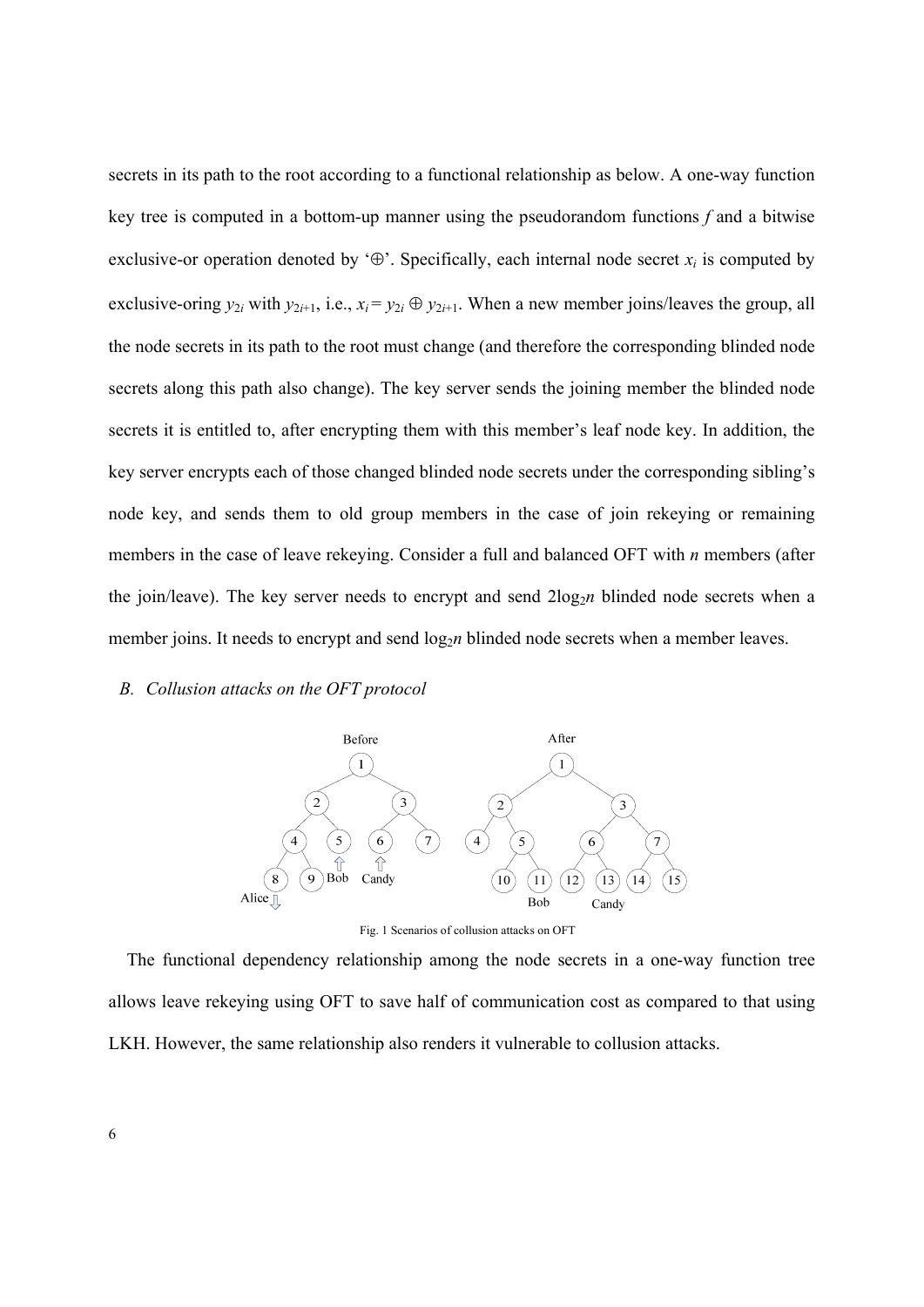secrets in its path to the root according to a functional relationship as below. A one-way function key tree is computed in a bottom-up manner using the pseudorandom functions $f$ and a bitwise exclusive-or operation denoted by '$\oplus$'. Specifically, each internal node secret $x_i$ is computed by exclusive-oring $y_{2i}$ with $y_{2i+1}$, i.e., $x_i = y_{2i} \oplus y_{2i+1}$. When a new member joins/leaves the group, all the node secrets in its path to the root must change (and therefore the corresponding blinded node secrets along this path also change). The key server sends the joining member the blinded node secrets it is entitled to, after encrypting them with this member's leaf node key. In addition, the key server encrypts each of those changed blinded node secrets under the corresponding sibling's node key, and sends them to old group members in the case of join rekeying or remaining members in the case of leave rekeying. Consider a full and balanced OFT with $n$ members (after the join/leave). The key server needs to encrypt and send $2\log_2 n$ blinded node secrets when a member joins. It needs to encrypt and send $\log_2 n$ blinded node secrets when a member leaves.

### *B. Collusion attacks on the OFT protocol*

Fig. 1 Scenarios of collusion attacks on OFT

The functional dependency relationship among the node secrets in a one-way function tree allows leave rekeying using OFT to save half of communication cost as compared to that using LKH. However, the same relationship also renders it vulnerable to collusion attacks.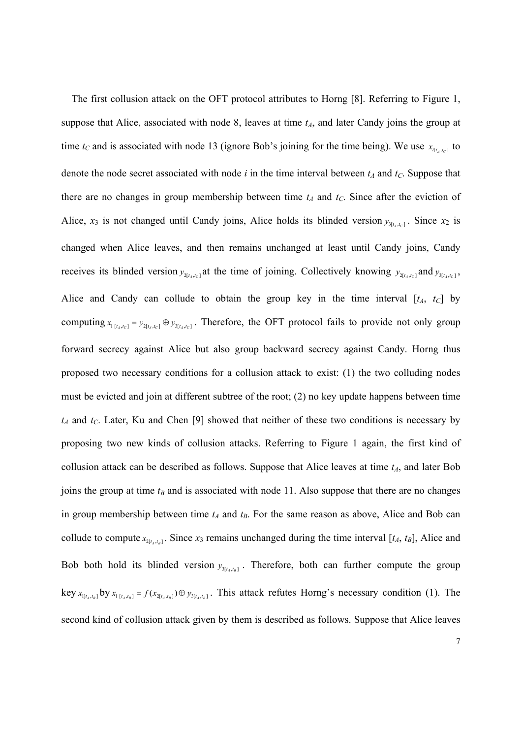The first collusion attack on the OFT protocol attributes to Horng [8]. Referring to Figure 1, suppose that Alice, associated with node 8, leaves at time $t_A$, and later Candy joins the group at time $t_C$ and is associated with node 13 (ignore Bob's joining for the time being). We use $x_{i[t_A,t_C]}$ to denote the node secret associated with node $i$ in the time interval between $t_A$ and $t_C$. Suppose that there are no changes in group membership between time $t_A$ and $t_C$. Since after the eviction of Alice, $x_3$ is not changed until Candy joins, Alice holds its blinded version $y_{3[t_A,t_C]}$. Since $x_2$ is changed when Alice leaves, and then remains unchanged at least until Candy joins, Candy receives its blinded version $y_{2[t_A,t_C]}$ at the time of joining. Collectively knowing $y_{2[t_A,t_C]}$ and $y_{3[t_A,t_C]}$, Alice and Candy can collude to obtain the group key in the time interval $[t_A, t_C]$ by computing $x_{1\,[t_A,t_C]} = y_{2[t_A,t_C]} \oplus y_{3[t_A,t_C]}$. Therefore, the OFT protocol fails to provide not only group forward secrecy against Alice but also group backward secrecy against Candy. Horng thus proposed two necessary conditions for a collusion attack to exist: (1) the two colluding nodes must be evicted and join at different subtree of the root; (2) no key update happens between time $t_A$ and $t_C$. Later, Ku and Chen [9] showed that neither of these two conditions is necessary by proposing two new kinds of collusion attacks. Referring to Figure 1 again, the first kind of collusion attack can be described as follows. Suppose that Alice leaves at time $t_A$, and later Bob joins the group at time $t_B$ and is associated with node 11. Also suppose that there are no changes in group membership between time $t_A$ and $t_B$. For the same reason as above, Alice and Bob can collude to compute $x_{2[t_A,t_B]}$. Since $x_3$ remains unchanged during the time interval $[t_A, t_B]$, Alice and Bob both hold its blinded version $y_{3[t_A,t_B]}$. Therefore, both can further compute the group key $x_{1[t_A,t_B]}$ by $x_{1\,[t_A,t_B]} = f(x_{2[t_A,t_B]}) \oplus y_{3[t_A,t_B]}$. This attack refutes Horng's necessary condition (1). The second kind of collusion attack given by them is described as follows. Suppose that Alice leaves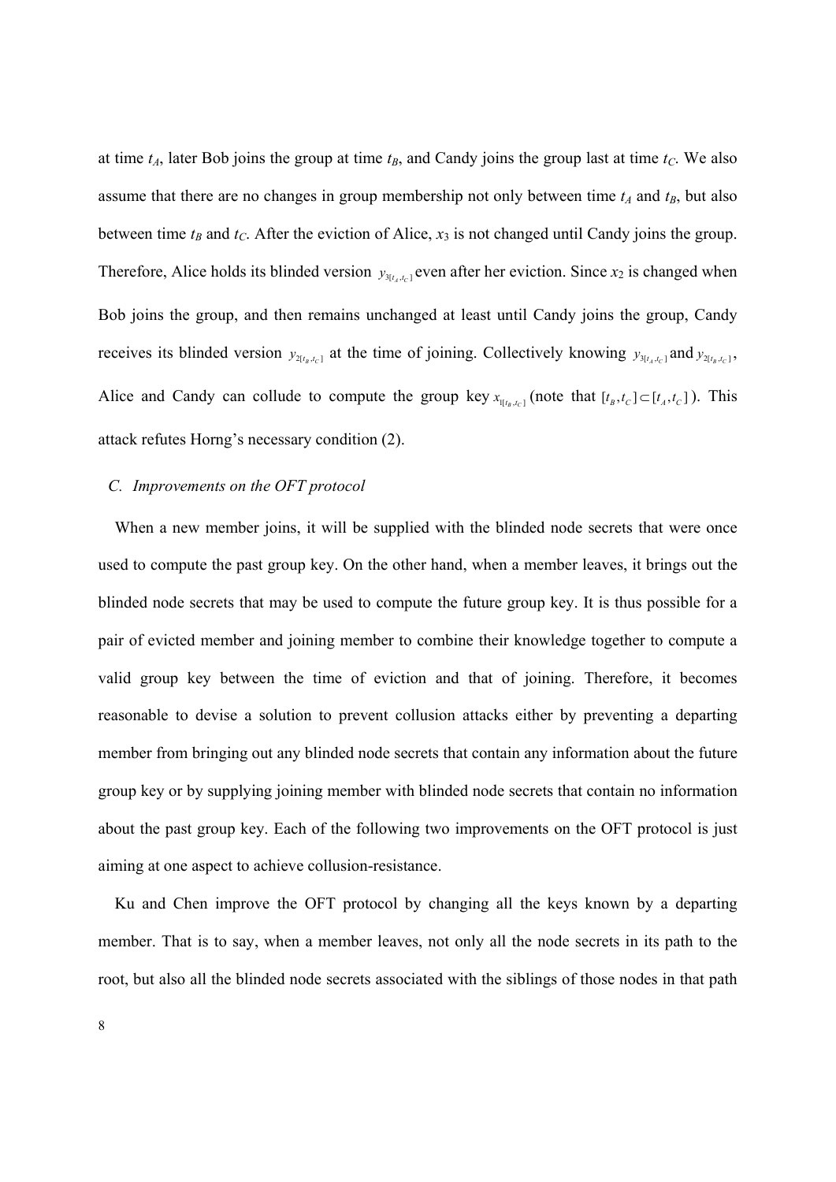at time $t_A$, later Bob joins the group at time $t_B$, and Candy joins the group last at time $t_C$. We also assume that there are no changes in group membership not only between time $t_A$ and $t_B$, but also between time $t_B$ and $t_C$. After the eviction of Alice, $x_3$ is not changed until Candy joins the group. Therefore, Alice holds its blinded version $y_{3[t_A,t_C]}$ even after her eviction. Since $x_2$ is changed when Bob joins the group, and then remains unchanged at least until Candy joins the group, Candy receives its blinded version $y_{2[t_B,t_C]}$ at the time of joining. Collectively knowing $y_{3[t_A,t_C]}$ and $y_{2[t_B,t_C]}$, Alice and Candy can collude to compute the group key $x_{1[t_B,t_C]}$ (note that $[t_B,t_C] \subset [t_A,t_C]$). This attack refutes Horng's necessary condition (2).

### *C. Improvements on the OFT protocol*

When a new member joins, it will be supplied with the blinded node secrets that were once used to compute the past group key. On the other hand, when a member leaves, it brings out the blinded node secrets that may be used to compute the future group key. It is thus possible for a pair of evicted member and joining member to combine their knowledge together to compute a valid group key between the time of eviction and that of joining. Therefore, it becomes reasonable to devise a solution to prevent collusion attacks either by preventing a departing member from bringing out any blinded node secrets that contain any information about the future group key or by supplying joining member with blinded node secrets that contain no information about the past group key. Each of the following two improvements on the OFT protocol is just aiming at one aspect to achieve collusion-resistance.

Ku and Chen improve the OFT protocol by changing all the keys known by a departing member. That is to say, when a member leaves, not only all the node secrets in its path to the root, but also all the blinded node secrets associated with the siblings of those nodes in that path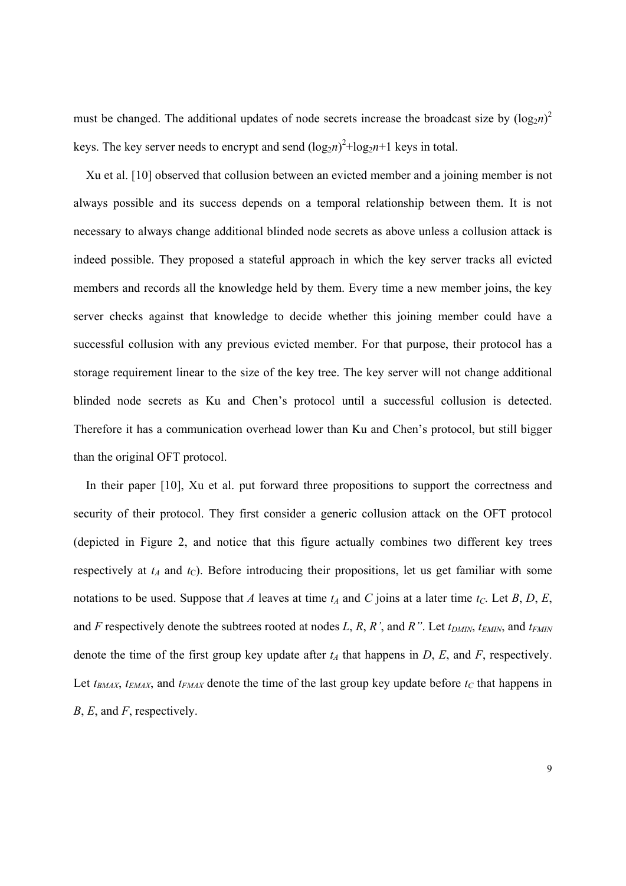must be changed. The additional updates of node secrets increase the broadcast size by $(\log_2 n)^2$ keys. The key server needs to encrypt and send $(\log_2 n)^2+\log_2 n+1$ keys in total.

Xu et al. [10] observed that collusion between an evicted member and a joining member is not always possible and its success depends on a temporal relationship between them. It is not necessary to always change additional blinded node secrets as above unless a collusion attack is indeed possible. They proposed a stateful approach in which the key server tracks all evicted members and records all the knowledge held by them. Every time a new member joins, the key server checks against that knowledge to decide whether this joining member could have a successful collusion with any previous evicted member. For that purpose, their protocol has a storage requirement linear to the size of the key tree. The key server will not change additional blinded node secrets as Ku and Chen's protocol until a successful collusion is detected. Therefore it has a communication overhead lower than Ku and Chen's protocol, but still bigger than the original OFT protocol.

In their paper [10], Xu et al. put forward three propositions to support the correctness and security of their protocol. They first consider a generic collusion attack on the OFT protocol (depicted in Figure 2, and notice that this figure actually combines two different key trees respectively at $t_A$ and $t_C$). Before introducing their propositions, let us get familiar with some notations to be used. Suppose that $A$ leaves at time $t_A$ and $C$ joins at a later time $t_C$. Let $B$, $D$, $E$, and $F$ respectively denote the subtrees rooted at nodes $L$, $R$, $R'$, and $R''$. Let $t_{DMIN}$, $t_{EMIN}$, and $t_{FMIN}$ denote the time of the first group key update after $t_A$ that happens in $D$, $E$, and $F$, respectively. Let $t_{BMAX}$, $t_{EMAX}$, and $t_{FMAX}$ denote the time of the last group key update before $t_C$ that happens in $B$, $E$, and $F$, respectively.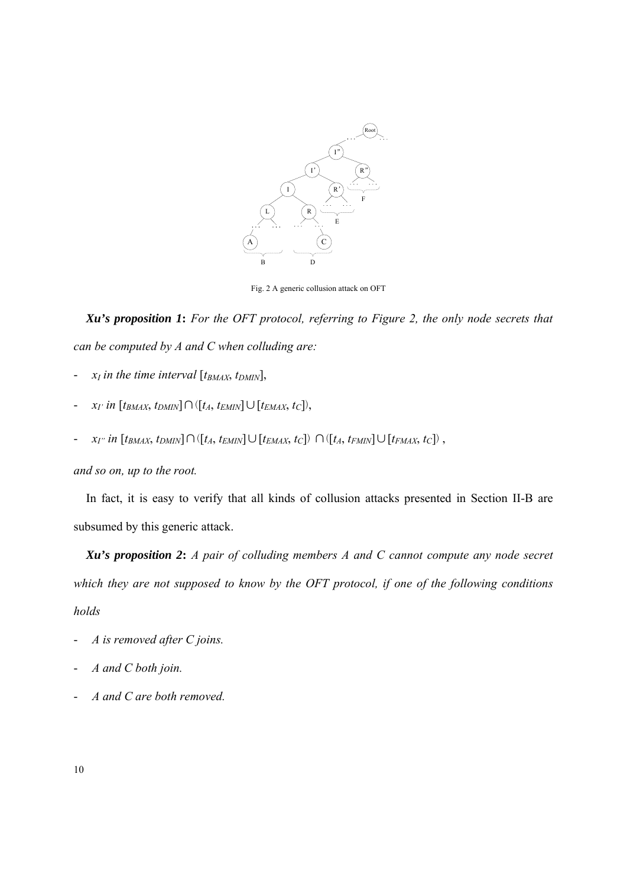Fig. 2 A generic collusion attack on OFT

***Xu's proposition 1*****:** *For the OFT protocol, referring to Figure 2, the only node secrets that can be computed by A and C when colluding are:*

- $x_I$ *in the time interval* $[t_{BMAX}, t_{DMIN}]$,
- $x_{I'}$ *in* $[t_{BMAX}, t_{DMIN}] \cap ([t_A, t_{EMIN}] \cup [t_{EMAX}, t_C])$,
- $x_{I''}$ *in* $[t_{BMAX}, t_{DMIN}] \cap ([t_A, t_{EMIN}] \cup [t_{EMAX}, t_C]) \cap ([t_A, t_{FMIN}] \cup [t_{FMAX}, t_C])$,

*and so on, up to the root.*

In fact, it is easy to verify that all kinds of collusion attacks presented in Section II-B are subsumed by this generic attack.

***Xu's proposition 2*****:** *A pair of colluding members A and C cannot compute any node secret which they are not supposed to know by the OFT protocol, if one of the following conditions holds*

- *A is removed after C joins.*
- *A and C both join.*
- *A and C are both removed.*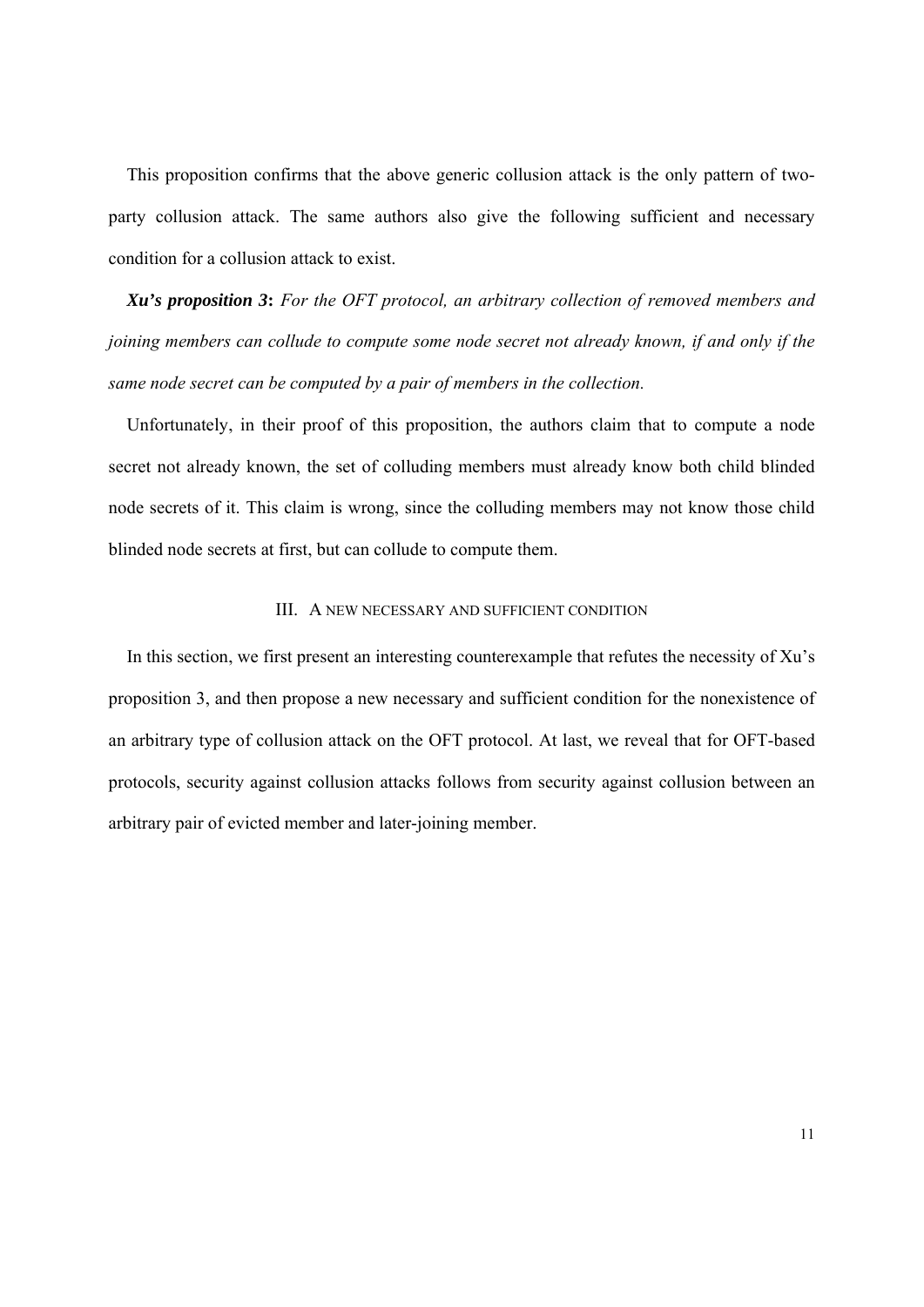This proposition confirms that the above generic collusion attack is the only pattern of two-party collusion attack. The same authors also give the following sufficient and necessary condition for a collusion attack to exist.

***Xu's proposition 3*****:** *For the OFT protocol, an arbitrary collection of removed members and joining members can collude to compute some node secret not already known, if and only if the same node secret can be computed by a pair of members in the collection.*

Unfortunately, in their proof of this proposition, the authors claim that to compute a node secret not already known, the set of colluding members must already know both child blinded node secrets of it. This claim is wrong, since the colluding members may not know those child blinded node secrets at first, but can collude to compute them.

## III. A NEW NECESSARY AND SUFFICIENT CONDITION

In this section, we first present an interesting counterexample that refutes the necessity of Xu's proposition 3, and then propose a new necessary and sufficient condition for the nonexistence of an arbitrary type of collusion attack on the OFT protocol. At last, we reveal that for OFT-based protocols, security against collusion attacks follows from security against collusion between an arbitrary pair of evicted member and later-joining member.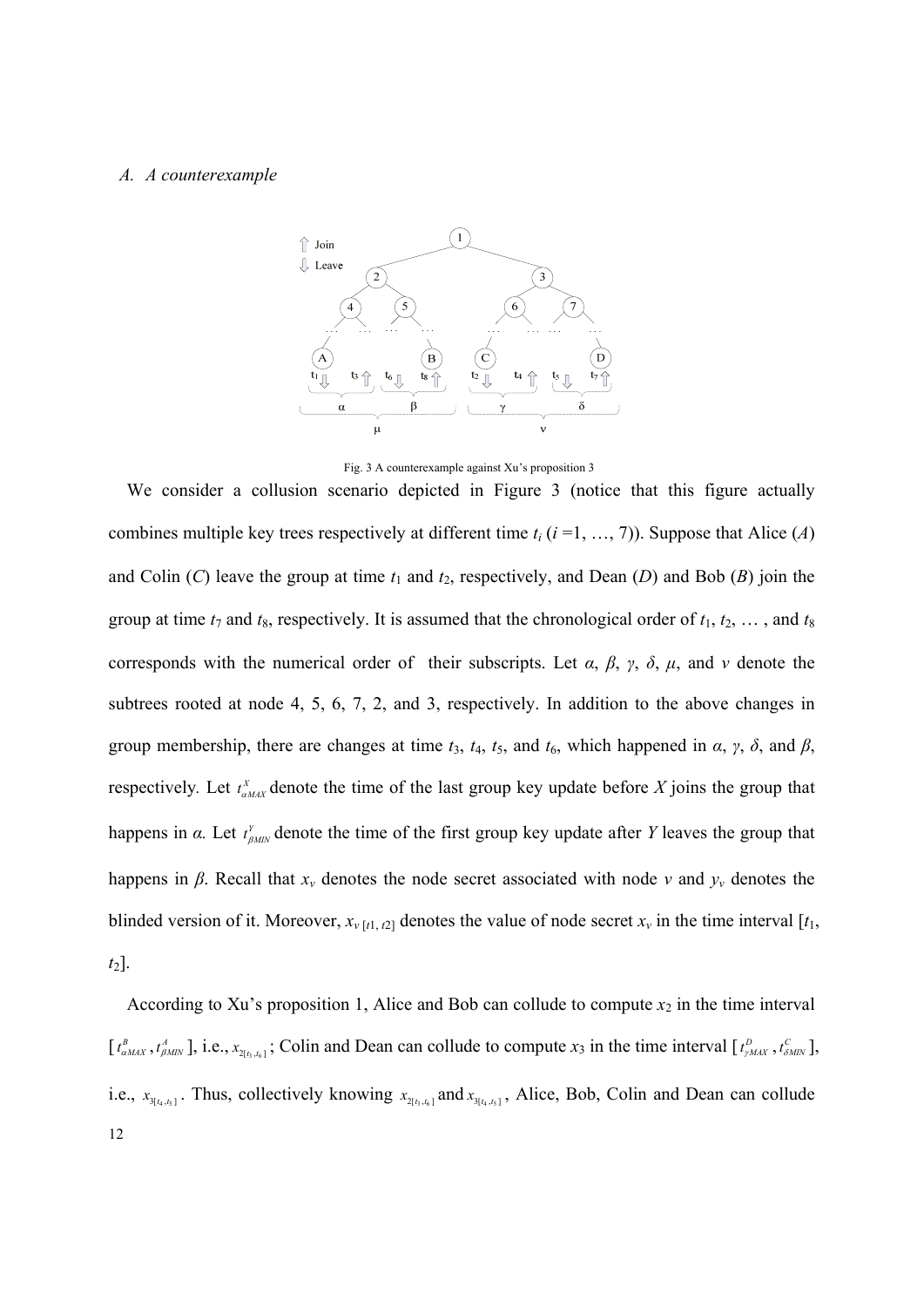### A. A counterexample

Fig. 3 A counterexample against Xu's proposition 3

We consider a collusion scenario depicted in Figure 3 (notice that this figure actually combines multiple key trees respectively at different time $t_i$ ($i$ =1, …, 7)). Suppose that Alice ($A$) and Colin ($C$) leave the group at time $t_1$ and $t_2$, respectively, and Dean ($D$) and Bob ($B$) join the group at time $t_7$ and $t_8$, respectively. It is assumed that the chronological order of $t_1$, $t_2$, … , and $t_8$ corresponds with the numerical order of their subscripts. Let $\alpha$, $\beta$, $\gamma$, $\delta$, $\mu$, and $v$ denote the subtrees rooted at node 4, 5, 6, 7, 2, and 3, respectively. In addition to the above changes in group membership, there are changes at time $t_3$, $t_4$, $t_5$, and $t_6$, which happened in $\alpha$, $\gamma$, $\delta$, and $\beta$, respectively. Let $t^X_{\alpha MAX}$ denote the time of the last group key update before $X$ joins the group that happens in $\alpha$. Let $t^Y_{\beta MIN}$ denote the time of the first group key update after $Y$ leaves the group that happens in $\beta$. Recall that $x_v$ denotes the node secret associated with node $v$ and $y_v$ denotes the blinded version of it. Moreover, $x_{v\,[t1,\,t2]}$ denotes the value of node secret $x_v$ in the time interval [$t_1$, $t_2$].

According to Xu's proposition 1, Alice and Bob can collude to compute $x_2$ in the time interval [$t^B_{\alpha MAX}$, $t^A_{\beta MIN}$], i.e., $x_{2[t_3,t_6]}$; Colin and Dean can collude to compute $x_3$ in the time interval [$t^D_{\gamma MAX}$, $t^C_{\delta MIN}$], i.e., $x_{3[t_4,t_5]}$. Thus, collectively knowing $x_{2[t_3,t_6]}$ and $x_{3[t_4,t_5]}$, Alice, Bob, Colin and Dean can collude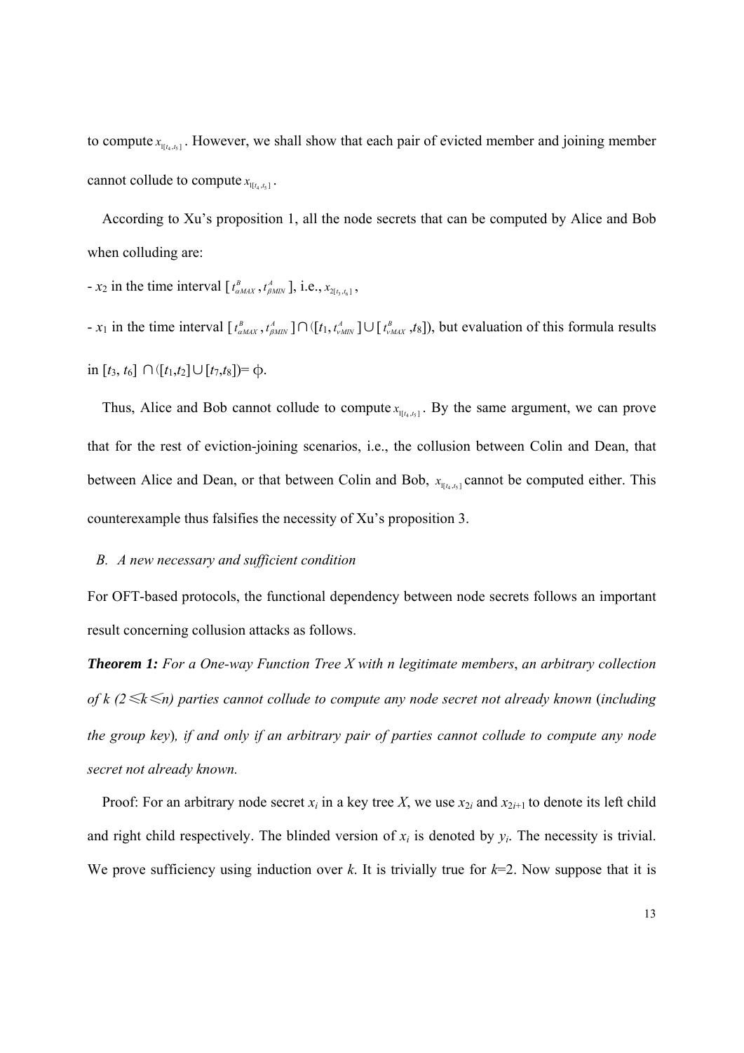to compute $x_{1[t_4,t_5]}$. However, we shall show that each pair of evicted member and joining member cannot collude to compute $x_{1[t_4,t_5]}$.

According to Xu's proposition 1, all the node secrets that can be computed by Alice and Bob when colluding are:

- $x_2$ in the time interval [$t^B_{\alpha MAX}$, $t^A_{\beta MIN}$], i.e., $x_{2[t_3,t_6]}$,

- $x_1$ in the time interval [$t^B_{\alpha MAX}$, $t^A_{\beta MIN}$] ∩ ([$t_1$, $t^A_{\nu MIN}$] ∪ [$t^B_{\nu MAX}$, $t_8$]), but evaluation of this formula results in [$t_3$, $t_6$] ∩ ([$t_1$,$t_2$] ∪ [$t_7$,$t_8$]) = ϕ.

Thus, Alice and Bob cannot collude to compute $x_{1[t_4,t_5]}$. By the same argument, we can prove that for the rest of eviction-joining scenarios, i.e., the collusion between Colin and Dean, that between Alice and Dean, or that between Colin and Bob, $x_{1[t_4,t_5]}$ cannot be computed either. This counterexample thus falsifies the necessity of Xu's proposition 3.

### *B. A new necessary and sufficient condition*

For OFT-based protocols, the functional dependency between node secrets follows an important result concerning collusion attacks as follows.

***Theorem 1:*** *For a One-way Function Tree X with n legitimate members, an arbitrary collection of k (2≤k≤n) parties cannot collude to compute any node secret not already known* (*including the group key*)*, if and only if an arbitrary pair of parties cannot collude to compute any node secret not already known.*

Proof: For an arbitrary node secret $x_i$ in a key tree $X$, we use $x_{2i}$ and $x_{2i+1}$ to denote its left child and right child respectively. The blinded version of $x_i$ is denoted by $y_i$. The necessity is trivial. We prove sufficiency using induction over $k$. It is trivially true for $k$=2. Now suppose that it is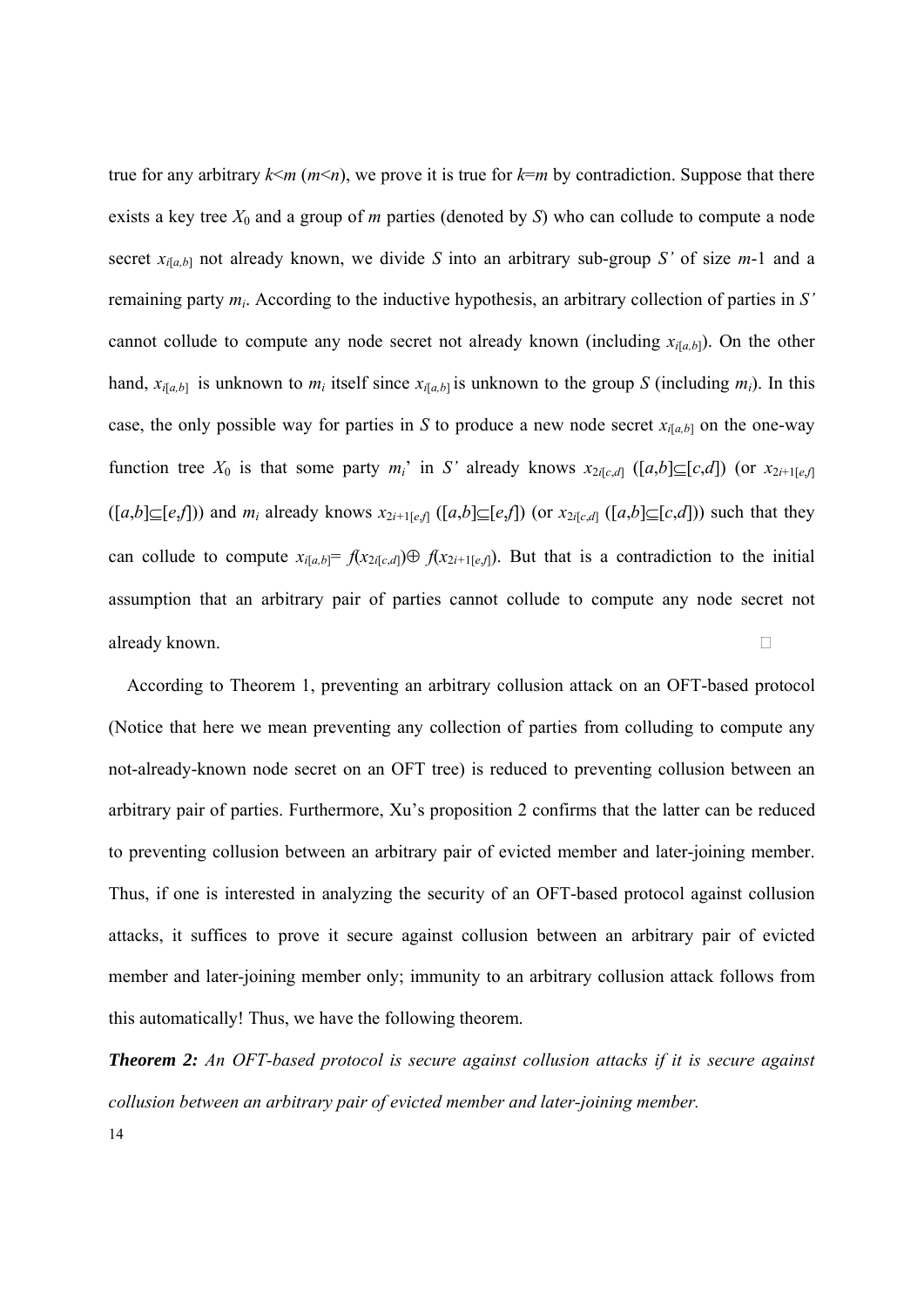true for any arbitrary $k<m$ ($m<n$), we prove it is true for $k=m$ by contradiction. Suppose that there exists a key tree $X_0$ and a group of $m$ parties (denoted by $S$) who can collude to compute a node secret $x_{i[a,b]}$ not already known, we divide $S$ into an arbitrary sub-group $S'$ of size $m$-1 and a remaining party $m_i$. According to the inductive hypothesis, an arbitrary collection of parties in $S'$ cannot collude to compute any node secret not already known (including $x_{i[a,b]}$). On the other hand, $x_{i[a,b]}$ is unknown to $m_i$ itself since $x_{i[a,b]}$ is unknown to the group $S$ (including $m_i$). In this case, the only possible way for parties in $S$ to produce a new node secret $x_{i[a,b]}$ on the one-way function tree $X_0$ is that some party $m_i$' in $S'$ already knows $x_{2i[c,d]}$ ($[a,b]\subseteq[c,d]$) (or $x_{2i+1[e,f]}$ ($[a,b]\subseteq[e,f]$)) and $m_i$ already knows $x_{2i+1[e,f]}$ ($[a,b]\subseteq[e,f]$) (or $x_{2i[c,d]}$ ($[a,b]\subseteq[c,d]$)) such that they can collude to compute $x_{i[a,b]}= f(x_{2i[c,d]})\oplus f(x_{2i+1[e,f]})$. But that is a contradiction to the initial assumption that an arbitrary pair of parties cannot collude to compute any node secret not already known. □

According to Theorem 1, preventing an arbitrary collusion attack on an OFT-based protocol (Notice that here we mean preventing any collection of parties from colluding to compute any not-already-known node secret on an OFT tree) is reduced to preventing collusion between an arbitrary pair of parties. Furthermore, Xu's proposition 2 confirms that the latter can be reduced to preventing collusion between an arbitrary pair of evicted member and later-joining member. Thus, if one is interested in analyzing the security of an OFT-based protocol against collusion attacks, it suffices to prove it secure against collusion between an arbitrary pair of evicted member and later-joining member only; immunity to an arbitrary collusion attack follows from this automatically! Thus, we have the following theorem.

***Theorem 2:*** *An OFT-based protocol is secure against collusion attacks if it is secure against collusion between an arbitrary pair of evicted member and later-joining member.*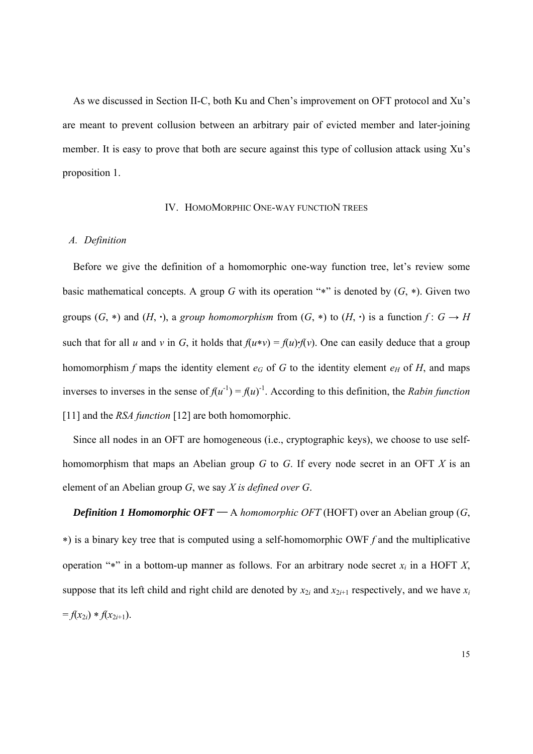As we discussed in Section II-C, both Ku and Chen's improvement on OFT protocol and Xu's are meant to prevent collusion between an arbitrary pair of evicted member and later-joining member. It is easy to prove that both are secure against this type of collusion attack using Xu's proposition 1.

## IV. HomoMorphic One-way functioN trees

### A. Definition

Before we give the definition of a homomorphic one-way function tree, let's review some basic mathematical concepts. A group $G$ with its operation "$*$" is denoted by $(G, *)$. Given two groups $(G, *)$ and $(H, \cdot)$, a *group homomorphism* from $(G, *)$ to $(H, \cdot)$ is a function $f : G \rightarrow H$ such that for all $u$ and $v$ in $G$, it holds that $f(u*v) = f(u)\cdot f(v)$. One can easily deduce that a group homomorphism $f$ maps the identity element $e_G$ of $G$ to the identity element $e_H$ of $H$, and maps inverses to inverses in the sense of $f(u^{-1}) = f(u)^{-1}$. According to this definition, the *Rabin function* [11] and the *RSA function* [12] are both homomorphic.

Since all nodes in an OFT are homogeneous (i.e., cryptographic keys), we choose to use self-homomorphism that maps an Abelian group $G$ to $G$. If every node secret in an OFT $X$ is an element of an Abelian group $G$, we say *$X$ is defined over $G$*.

***Definition 1 Homomorphic OFT*** — A *homomorphic OFT* (HOFT) over an Abelian group $(G, *)$ is a binary key tree that is computed using a self-homomorphic OWF $f$ and the multiplicative operation "$*$" in a bottom-up manner as follows. For an arbitrary node secret $x_i$ in a HOFT $X$, suppose that its left child and right child are denoted by $x_{2i}$ and $x_{2i+1}$ respectively, and we have $x_i = f(x_{2i}) * f(x_{2i+1})$.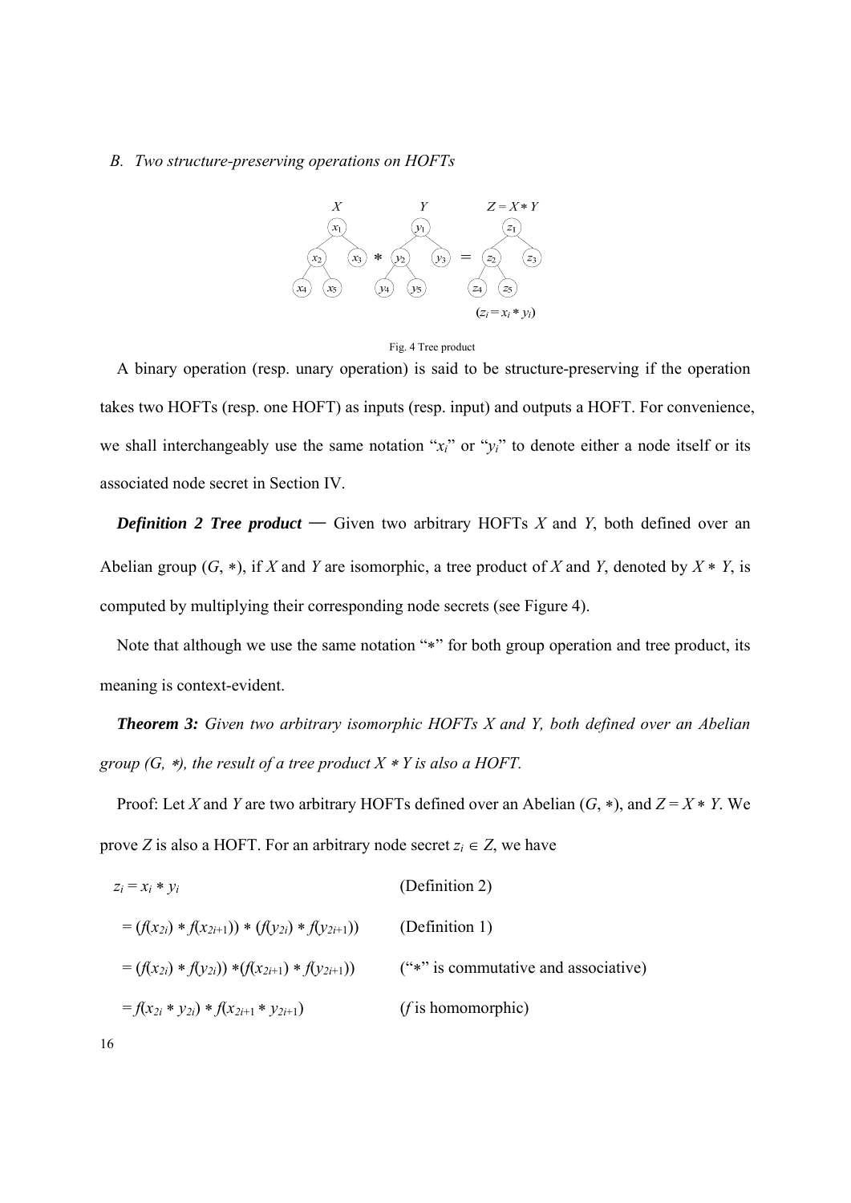*B. Two structure-preserving operations on HOFTs*

Fig. 4 Tree product

A binary operation (resp. unary operation) is said to be structure-preserving if the operation takes two HOFTs (resp. one HOFT) as inputs (resp. input) and outputs a HOFT. For convenience, we shall interchangeably use the same notation "$x_i$" or "$y_i$" to denote either a node itself or its associated node secret in Section IV.

***Definition 2 Tree product*** — Given two arbitrary HOFTs $X$ and $Y$, both defined over an Abelian group $(G, *)$, if $X$ and $Y$ are isomorphic, a tree product of $X$ and $Y$, denoted by $X * Y$, is computed by multiplying their corresponding node secrets (see Figure 4).

Note that although we use the same notation "$*$" for both group operation and tree product, its meaning is context-evident.

***Theorem 3:*** *Given two arbitrary isomorphic HOFTs X and Y, both defined over an Abelian group (G, $*$), the result of a tree product $X * Y$ is also a HOFT.*

Proof: Let $X$ and $Y$ are two arbitrary HOFTs defined over an Abelian $(G, *)$, and $Z = X * Y$. We prove $Z$ is also a HOFT. For an arbitrary node secret $z_i \in Z$, we have

$z_i = x_i * y_i$ (Definition 2)

$= (f(x_{2i}) * f(x_{2i+1})) * (f(y_{2i}) * f(y_{2i+1}))$ (Definition 1)

$= (f(x_{2i}) * f(y_{2i})) * (f(x_{2i+1}) * f(y_{2i+1}))$ ("$*$" is commutative and associative)

$= f(x_{2i} * y_{2i}) * f(x_{2i+1} * y_{2i+1})$ ($f$ is homomorphic)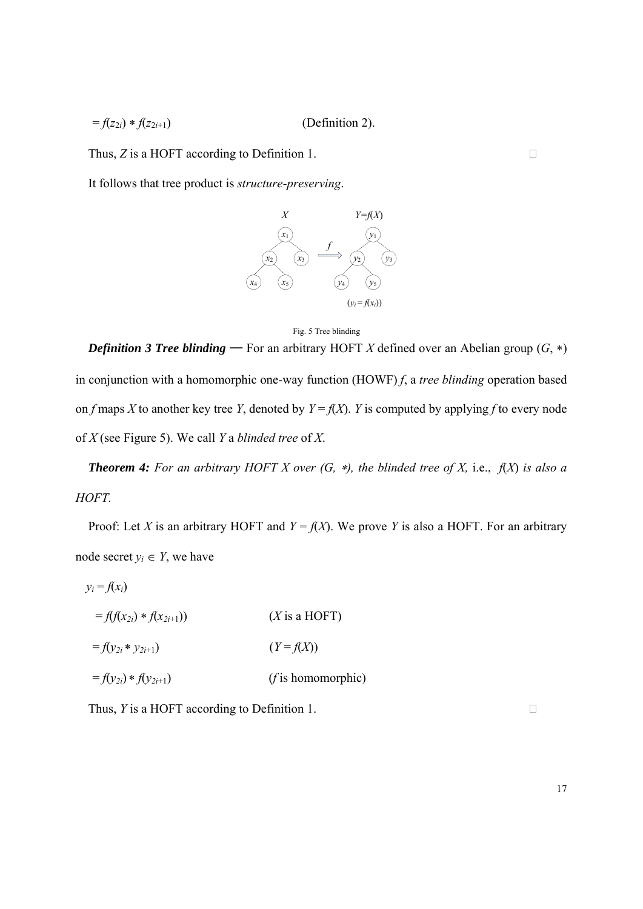$= f(z_{2i}) * f(z_{2i+1})$ (Definition 2).

Thus, $Z$ is a HOFT according to Definition 1. □

It follows that tree product is *structure-preserving*.

Fig. 5 Tree blinding

***Definition 3 Tree blinding*** — For an arbitrary HOFT $X$ defined over an Abelian group $(G, *)$ in conjunction with a homomorphic one-way function (HOWF) $f$, a *tree blinding* operation based on $f$ maps $X$ to another key tree $Y$, denoted by $Y = f(X)$. $Y$ is computed by applying $f$ to every node of $X$ (see Figure 5). We call $Y$ a *blinded tree* of $X$.

***Theorem 4:*** *For an arbitrary HOFT $X$ over $(G, *)$, the blinded tree of $X$,* i.e., $f(X)$ *is also a HOFT.*

Proof: Let $X$ is an arbitrary HOFT and $Y = f(X)$. We prove $Y$ is also a HOFT. For an arbitrary node secret $y_i \in Y$, we have

$y_i = f(x_i)$

$= f(f(x_{2i}) * f(x_{2i+1}))$ ($X$ is a HOFT)

$= f(y_{2i} * y_{2i+1})$ ($Y = f(X)$)

$= f(y_{2i}) * f(y_{2i+1})$ ($f$ is homomorphic)

Thus, $Y$ is a HOFT according to Definition 1. □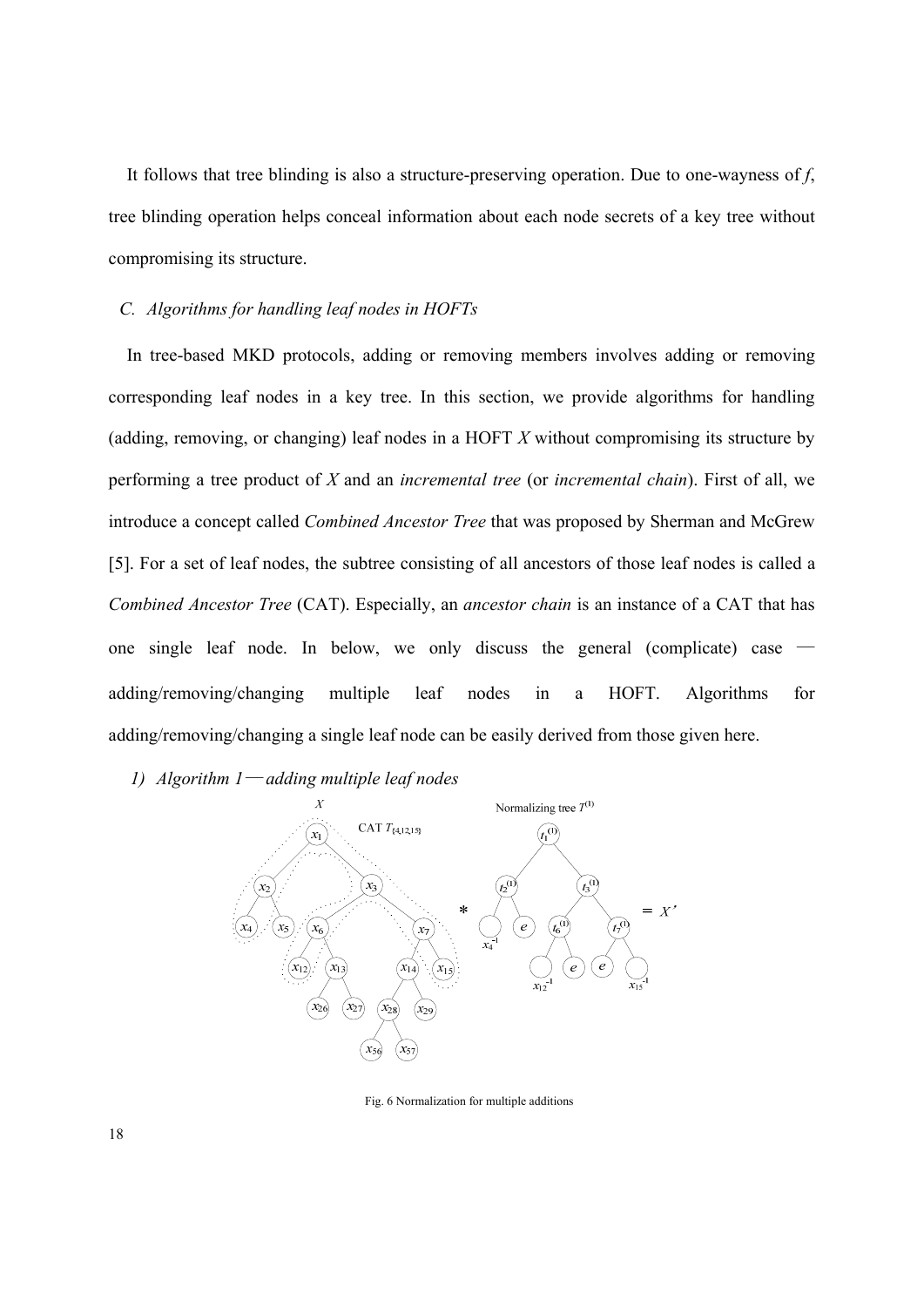It follows that tree blinding is also a structure-preserving operation. Due to one-wayness of $f$, tree blinding operation helps conceal information about each node secrets of a key tree without compromising its structure.

### C. Algorithms for handling leaf nodes in HOFTs

In tree-based MKD protocols, adding or removing members involves adding or removing corresponding leaf nodes in a key tree. In this section, we provide algorithms for handling (adding, removing, or changing) leaf nodes in a HOFT $X$ without compromising its structure by performing a tree product of $X$ and an *incremental tree* (or *incremental chain*). First of all, we introduce a concept called *Combined Ancestor Tree* that was proposed by Sherman and McGrew [5]. For a set of leaf nodes, the subtree consisting of all ancestors of those leaf nodes is called a *Combined Ancestor Tree* (CAT). Especially, an *ancestor chain* is an instance of a CAT that has one single leaf node. In below, we only discuss the general (complicate) case — adding/removing/changing multiple leaf nodes in a HOFT. Algorithms for adding/removing/changing a single leaf node can be easily derived from those given here.

#### 1) Algorithm 1—adding multiple leaf nodes

Fig. 6 Normalization for multiple additions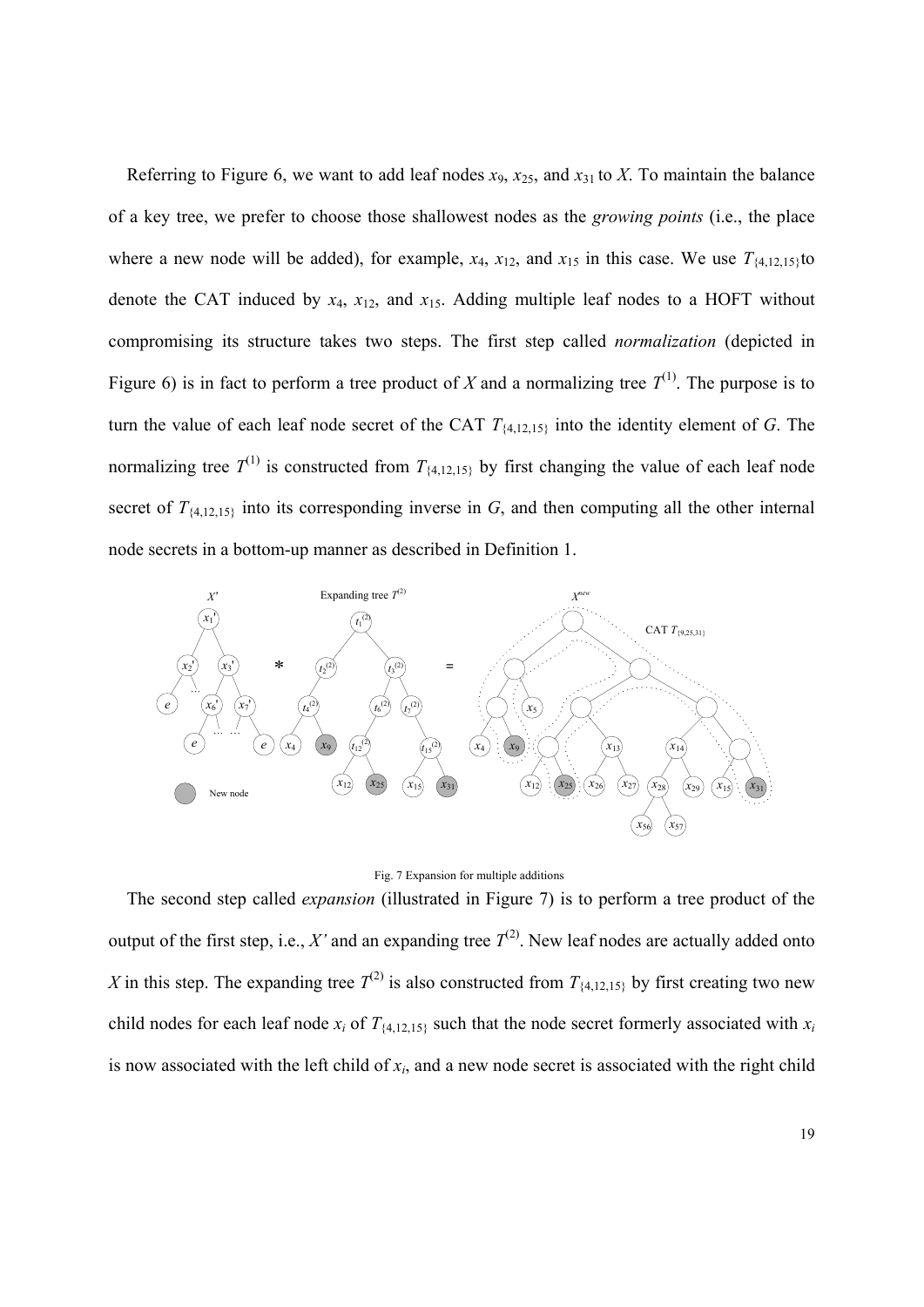Referring to Figure 6, we want to add leaf nodes $x_9$, $x_{25}$, and $x_{31}$ to $X$. To maintain the balance of a key tree, we prefer to choose those shallowest nodes as the *growing points* (i.e., the place where a new node will be added), for example, $x_4$, $x_{12}$, and $x_{15}$ in this case. We use $T_{\{4,12,15\}}$to denote the CAT induced by $x_4$, $x_{12}$, and $x_{15}$. Adding multiple leaf nodes to a HOFT without compromising its structure takes two steps. The first step called *normalization* (depicted in Figure 6) is in fact to perform a tree product of $X$ and a normalizing tree $T^{(1)}$. The purpose is to turn the value of each leaf node secret of the CAT $T_{\{4,12,15\}}$ into the identity element of $G$. The normalizing tree $T^{(1)}$ is constructed from $T_{\{4,12,15\}}$ by first changing the value of each leaf node secret of $T_{\{4,12,15\}}$ into its corresponding inverse in $G$, and then computing all the other internal node secrets in a bottom-up manner as described in Definition 1.

Fig. 7 Expansion for multiple additions

The second step called *expansion* (illustrated in Figure 7) is to perform a tree product of the output of the first step, i.e., $X'$ and an expanding tree $T^{(2)}$. New leaf nodes are actually added onto $X$ in this step. The expanding tree $T^{(2)}$ is also constructed from $T_{\{4,12,15\}}$ by first creating two new child nodes for each leaf node $x_i$ of $T_{\{4,12,15\}}$ such that the node secret formerly associated with $x_i$ is now associated with the left child of $x_i$, and a new node secret is associated with the right child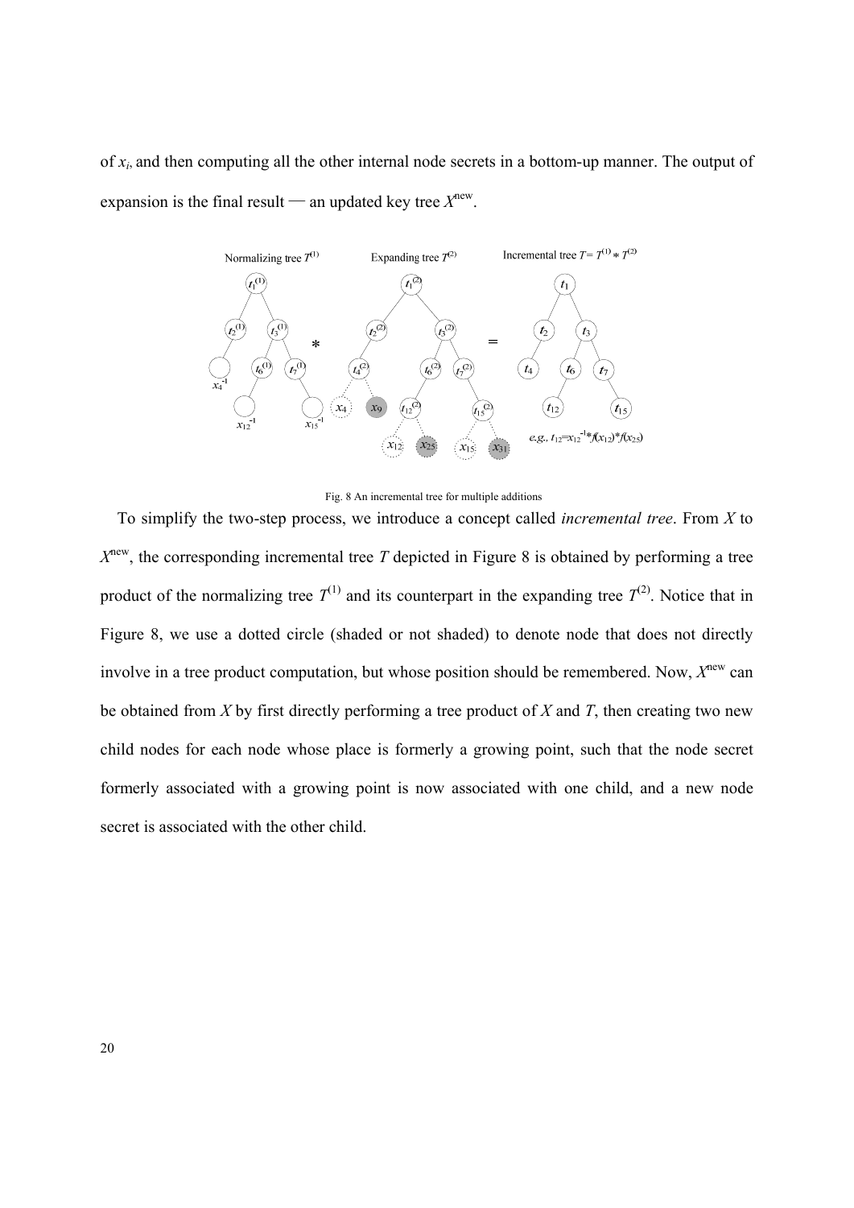of $x_i$, and then computing all the other internal node secrets in a bottom-up manner. The output of expansion is the final result — an updated key tree $X^{new}$.

Fig. 8 An incremental tree for multiple additions

To simplify the two-step process, we introduce a concept called *incremental tree*. From $X$ to $X^{new}$, the corresponding incremental tree $T$ depicted in Figure 8 is obtained by performing a tree product of the normalizing tree $T^{(1)}$ and its counterpart in the expanding tree $T^{(2)}$. Notice that in Figure 8, we use a dotted circle (shaded or not shaded) to denote node that does not directly involve in a tree product computation, but whose position should be remembered. Now, $X^{new}$ can be obtained from $X$ by first directly performing a tree product of $X$ and $T$, then creating two new child nodes for each node whose place is formerly a growing point, such that the node secret formerly associated with a growing point is now associated with one child, and a new node secret is associated with the other child.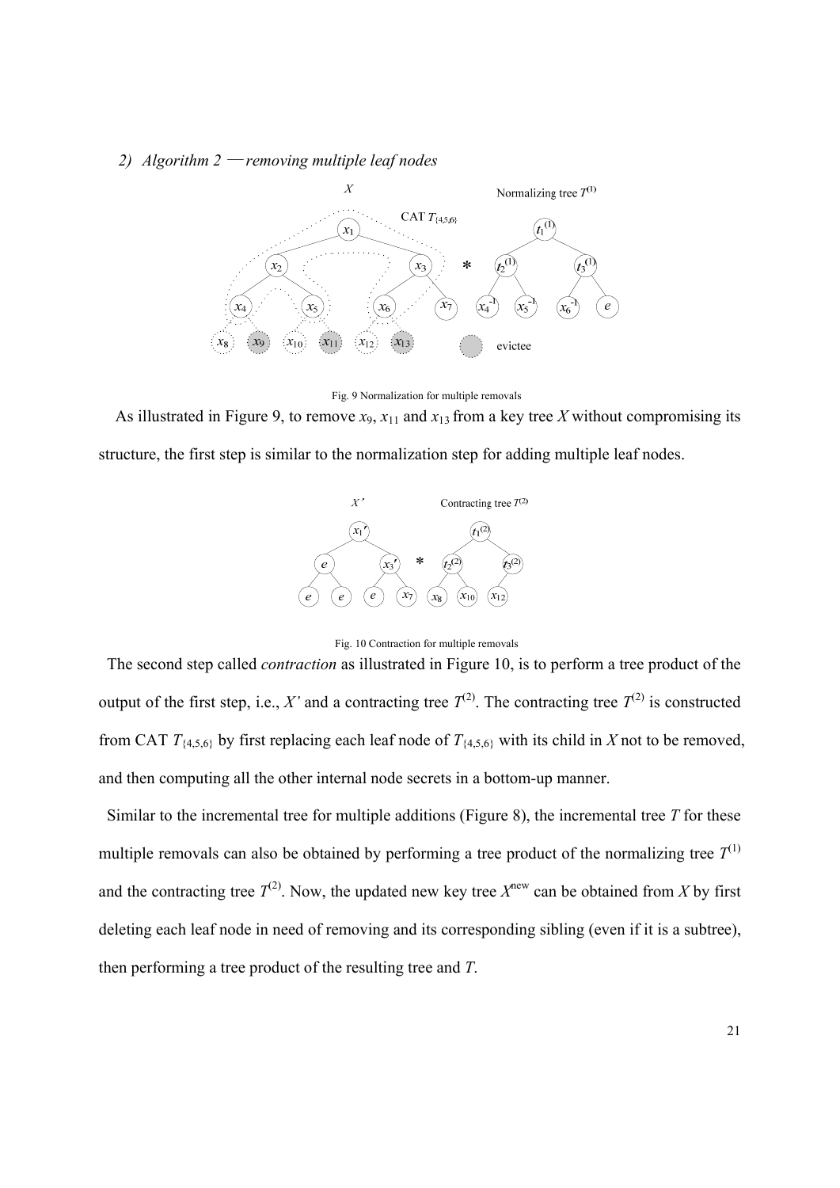### 2) *Algorithm 2 —removing multiple leaf nodes*

Fig. 9 Normalization for multiple removals

As illustrated in Figure 9, to remove $x_9$, $x_{11}$ and $x_{13}$ from a key tree $X$ without compromising its structure, the first step is similar to the normalization step for adding multiple leaf nodes.

Fig. 10 Contraction for multiple removals

The second step called *contraction* as illustrated in Figure 10, is to perform a tree product of the output of the first step, i.e., $X'$ and a contracting tree $T^{(2)}$. The contracting tree $T^{(2)}$ is constructed from CAT $T_{\{4,5,6\}}$ by first replacing each leaf node of $T_{\{4,5,6\}}$ with its child in $X$ not to be removed, and then computing all the other internal node secrets in a bottom-up manner.

Similar to the incremental tree for multiple additions (Figure 8), the incremental tree $T$ for these multiple removals can also be obtained by performing a tree product of the normalizing tree $T^{(1)}$ and the contracting tree $T^{(2)}$. Now, the updated new key tree $X^{\text{new}}$ can be obtained from $X$ by first deleting each leaf node in need of removing and its corresponding sibling (even if it is a subtree), then performing a tree product of the resulting tree and $T$.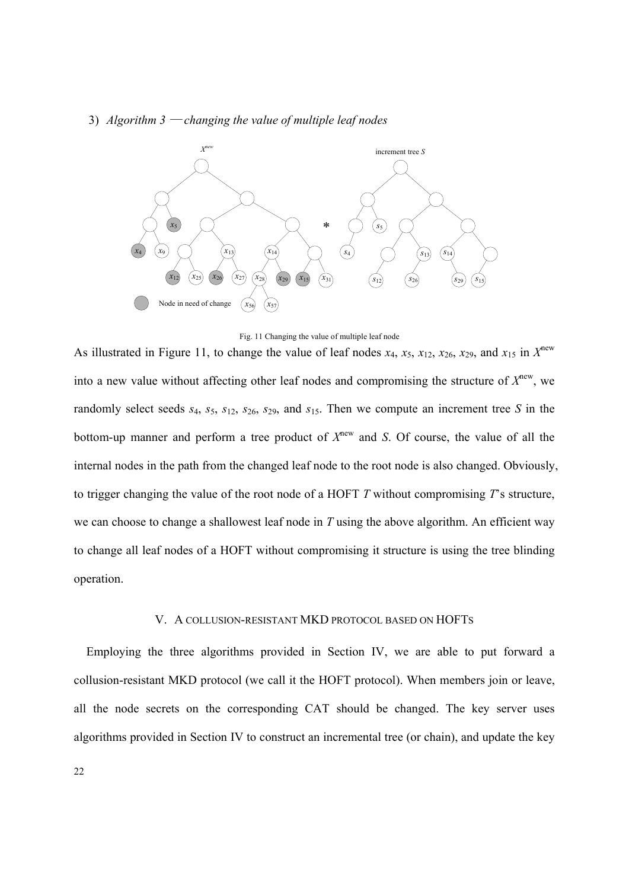3) *Algorithm 3 —changing the value of multiple leaf nodes*

Fig. 11 Changing the value of multiple leaf node

As illustrated in Figure 11, to change the value of leaf nodes $x_4$, $x_5$, $x_{12}$, $x_{26}$, $x_{29}$, and $x_{15}$ in $X^{\text{new}}$ into a new value without affecting other leaf nodes and compromising the structure of $X^{\text{new}}$, we randomly select seeds $s_4$, $s_5$, $s_{12}$, $s_{26}$, $s_{29}$, and $s_{15}$. Then we compute an increment tree $S$ in the bottom-up manner and perform a tree product of $X^{\text{new}}$ and $S$. Of course, the value of all the internal nodes in the path from the changed leaf node to the root node is also changed. Obviously, to trigger changing the value of the root node of a HOFT $T$ without compromising $T$'s structure, we can choose to change a shallowest leaf node in $T$ using the above algorithm. An efficient way to change all leaf nodes of a HOFT without compromising it structure is using the tree blinding operation.

## V. A COLLUSION-RESISTANT MKD PROTOCOL BASED ON HOFTS

Employing the three algorithms provided in Section IV, we are able to put forward a collusion-resistant MKD protocol (we call it the HOFT protocol). When members join or leave, all the node secrets on the corresponding CAT should be changed. The key server uses algorithms provided in Section IV to construct an incremental tree (or chain), and update the key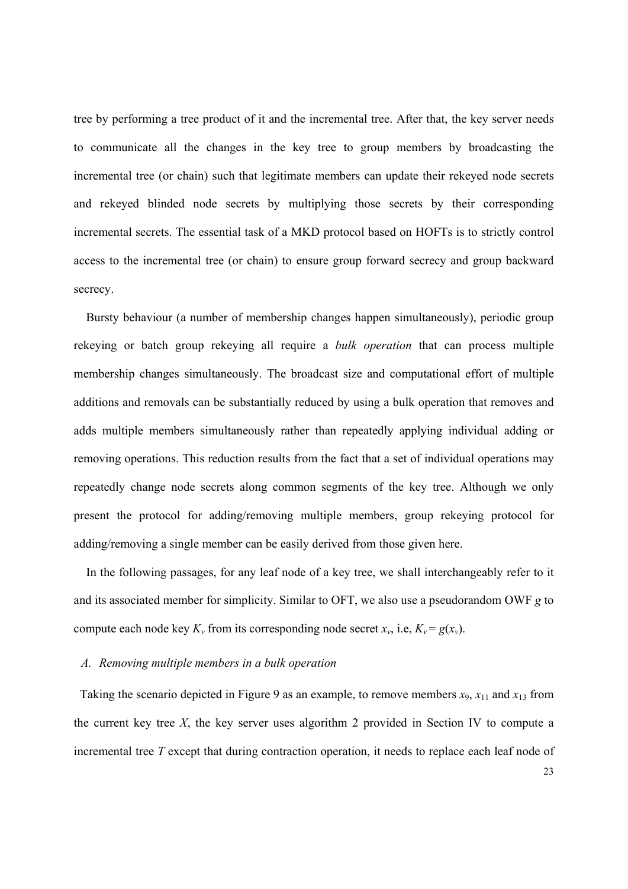tree by performing a tree product of it and the incremental tree. After that, the key server needs to communicate all the changes in the key tree to group members by broadcasting the incremental tree (or chain) such that legitimate members can update their rekeyed node secrets and rekeyed blinded node secrets by multiplying those secrets by their corresponding incremental secrets. The essential task of a MKD protocol based on HOFTs is to strictly control access to the incremental tree (or chain) to ensure group forward secrecy and group backward secrecy.

Bursty behaviour (a number of membership changes happen simultaneously), periodic group rekeying or batch group rekeying all require a *bulk operation* that can process multiple membership changes simultaneously. The broadcast size and computational effort of multiple additions and removals can be substantially reduced by using a bulk operation that removes and adds multiple members simultaneously rather than repeatedly applying individual adding or removing operations. This reduction results from the fact that a set of individual operations may repeatedly change node secrets along common segments of the key tree. Although we only present the protocol for adding/removing multiple members, group rekeying protocol for adding/removing a single member can be easily derived from those given here.

In the following passages, for any leaf node of a key tree, we shall interchangeably refer to it and its associated member for simplicity. Similar to OFT, we also use a pseudorandom OWF $g$ to compute each node key $K_v$ from its corresponding node secret $x_v$, i.e, $K_v = g(x_v)$.

### *A. Removing multiple members in a bulk operation*

Taking the scenario depicted in Figure 9 as an example, to remove members $x_9$, $x_{11}$ and $x_{13}$ from the current key tree $X$, the key server uses algorithm 2 provided in Section IV to compute a incremental tree $T$ except that during contraction operation, it needs to replace each leaf node of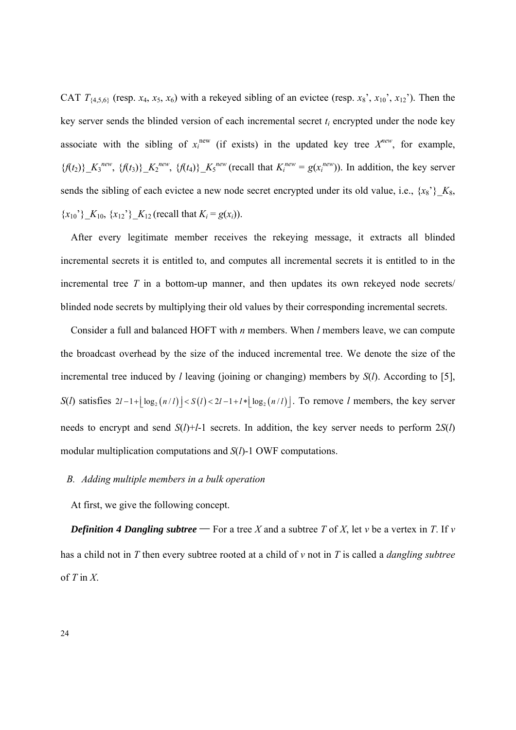CAT $T_{\{4,5,6\}}$ (resp. $x_4$, $x_5$, $x_6$) with a rekeyed sibling of an evictee (resp. $x_8$', $x_{10}$', $x_{12}$'). Then the key server sends the blinded version of each incremental secret $t_i$ encrypted under the node key associate with the sibling of $x_i^{\text{new}}$ (if exists) in the updated key tree $X^{new}$, for example, $\{f(t_2)\}\_K_3^{new}$, $\{f(t_3)\}\_K_2^{new}$, $\{f(t_4)\}\_K_5^{new}$ (recall that $K_i^{new} = g(x_i^{new})$). In addition, the key server sends the sibling of each evictee a new node secret encrypted under its old value, i.e., $\{x_8'\}\_K_8$, $\{x_{10}'\}\_K_{10}$, $\{x_{12}'\}\_K_{12}$ (recall that $K_i = g(x_i)$).

After every legitimate member receives the rekeying message, it extracts all blinded incremental secrets it is entitled to, and computes all incremental secrets it is entitled to in the incremental tree $T$ in a bottom-up manner, and then updates its own rekeyed node secrets/ blinded node secrets by multiplying their old values by their corresponding incremental secrets.

Consider a full and balanced HOFT with $n$ members. When $l$ members leave, we can compute the broadcast overhead by the size of the induced incremental tree. We denote the size of the incremental tree induced by $l$ leaving (joining or changing) members by $S(l)$. According to [5], $S(l)$ satisfies $2l-1+\lfloor \log_2(n/l) \rfloor < S(l) < 2l-1+l*\lfloor \log_2(n/l) \rfloor$. To remove $l$ members, the key server needs to encrypt and send $S(l)+l-1$ secrets. In addition, the key server needs to perform $2S(l)$ modular multiplication computations and $S(l)-1$ OWF computations.

### *B. Adding multiple members in a bulk operation*

At first, we give the following concept.

***Definition 4 Dangling subtree*** — For a tree $X$ and a subtree $T$ of $X$, let $v$ be a vertex in $T$. If $v$ has a child not in $T$ then every subtree rooted at a child of $v$ not in $T$ is called a *dangling subtree* of $T$ in $X$.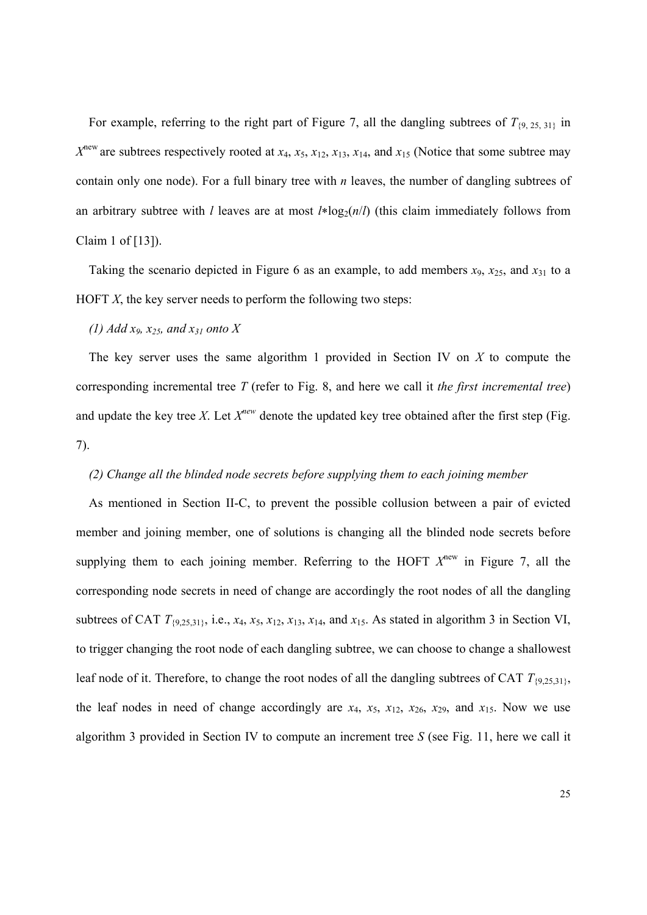For example, referring to the right part of Figure 7, all the dangling subtrees of $T_{\{9, 25, 31\}}$ in $X^{\text{new}}$ are subtrees respectively rooted at $x_4$, $x_5$, $x_{12}$, $x_{13}$, $x_{14}$, and $x_{15}$ (Notice that some subtree may contain only one node). For a full binary tree with $n$ leaves, the number of dangling subtrees of an arbitrary subtree with $l$ leaves are at most $l*\log_2(n/l)$ (this claim immediately follows from Claim 1 of [13]).

Taking the scenario depicted in Figure 6 as an example, to add members $x_9$, $x_{25}$, and $x_{31}$ to a HOFT $X$, the key server needs to perform the following two steps:

*(1) Add $x_9$, $x_{25}$, and $x_{31}$ onto $X$*

The key server uses the same algorithm 1 provided in Section IV on $X$ to compute the corresponding incremental tree $T$ (refer to Fig. 8, and here we call it *the first incremental tree*) and update the key tree $X$. Let $X^{new}$ denote the updated key tree obtained after the first step (Fig. 7).

*(2) Change all the blinded node secrets before supplying them to each joining member*

As mentioned in Section II-C, to prevent the possible collusion between a pair of evicted member and joining member, one of solutions is changing all the blinded node secrets before supplying them to each joining member. Referring to the HOFT $X^{\text{new}}$ in Figure 7, all the corresponding node secrets in need of change are accordingly the root nodes of all the dangling subtrees of CAT $T_{\{9,25,31\}}$, i.e., $x_4$, $x_5$, $x_{12}$, $x_{13}$, $x_{14}$, and $x_{15}$. As stated in algorithm 3 in Section VI, to trigger changing the root node of each dangling subtree, we can choose to change a shallowest leaf node of it. Therefore, to change the root nodes of all the dangling subtrees of CAT $T_{\{9,25,31\}}$, the leaf nodes in need of change accordingly are $x_4$, $x_5$, $x_{12}$, $x_{26}$, $x_{29}$, and $x_{15}$. Now we use algorithm 3 provided in Section IV to compute an increment tree $S$ (see Fig. 11, here we call it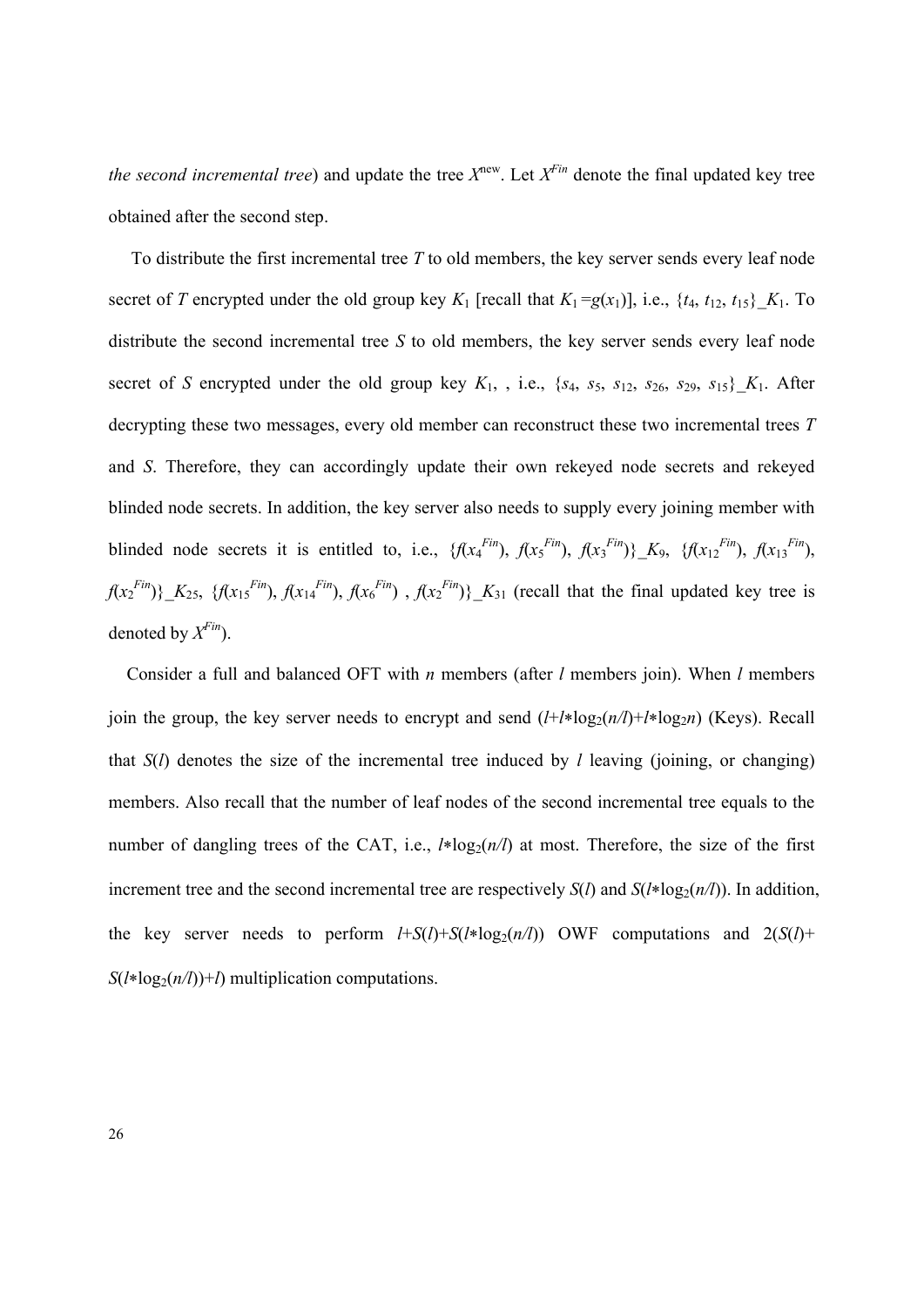*the second incremental tree*) and update the tree $X^{new}$. Let $X^{Fin}$ denote the final updated key tree obtained after the second step.

To distribute the first incremental tree $T$ to old members, the key server sends every leaf node secret of $T$ encrypted under the old group key $K_1$ [recall that $K_1 = g(x_1)$], i.e., $\{t_4, t_{12}, t_{15}\}\_K_1$. To distribute the second incremental tree $S$ to old members, the key server sends every leaf node secret of $S$ encrypted under the old group key $K_1$, , i.e., $\{s_4, s_5, s_{12}, s_{26}, s_{29}, s_{15}\}\_K_1$. After decrypting these two messages, every old member can reconstruct these two incremental trees $T$ and $S$. Therefore, they can accordingly update their own rekeyed node secrets and rekeyed blinded node secrets. In addition, the key server also needs to supply every joining member with blinded node secrets it is entitled to, i.e., $\{f(x_4^{Fin}), f(x_5^{Fin}), f(x_3^{Fin})\}\_K_9$, $\{f(x_{12}^{Fin}), f(x_{13}^{Fin}), f(x_2^{Fin})\}\_K_{25}$, $\{f(x_{15}^{Fin}), f(x_{14}^{Fin}), f(x_6^{Fin})$ , $f(x_2^{Fin})\}\_K_{31}$ (recall that the final updated key tree is denoted by $X^{Fin}$).

Consider a full and balanced OFT with $n$ members (after $l$ members join). When $l$ members join the group, the key server needs to encrypt and send $(l+l*\log_2(n/l)+l*\log_2 n)$ (Keys). Recall that $S(l)$ denotes the size of the incremental tree induced by $l$ leaving (joining, or changing) members. Also recall that the number of leaf nodes of the second incremental tree equals to the number of dangling trees of the CAT, i.e., $l*\log_2(n/l)$ at most. Therefore, the size of the first increment tree and the second incremental tree are respectively $S(l)$ and $S(l*\log_2(n/l))$. In addition, the key server needs to perform $l+S(l)+S(l*\log_2(n/l))$ OWF computations and $2(S(l)+S(l*\log_2(n/l))+l)$ multiplication computations.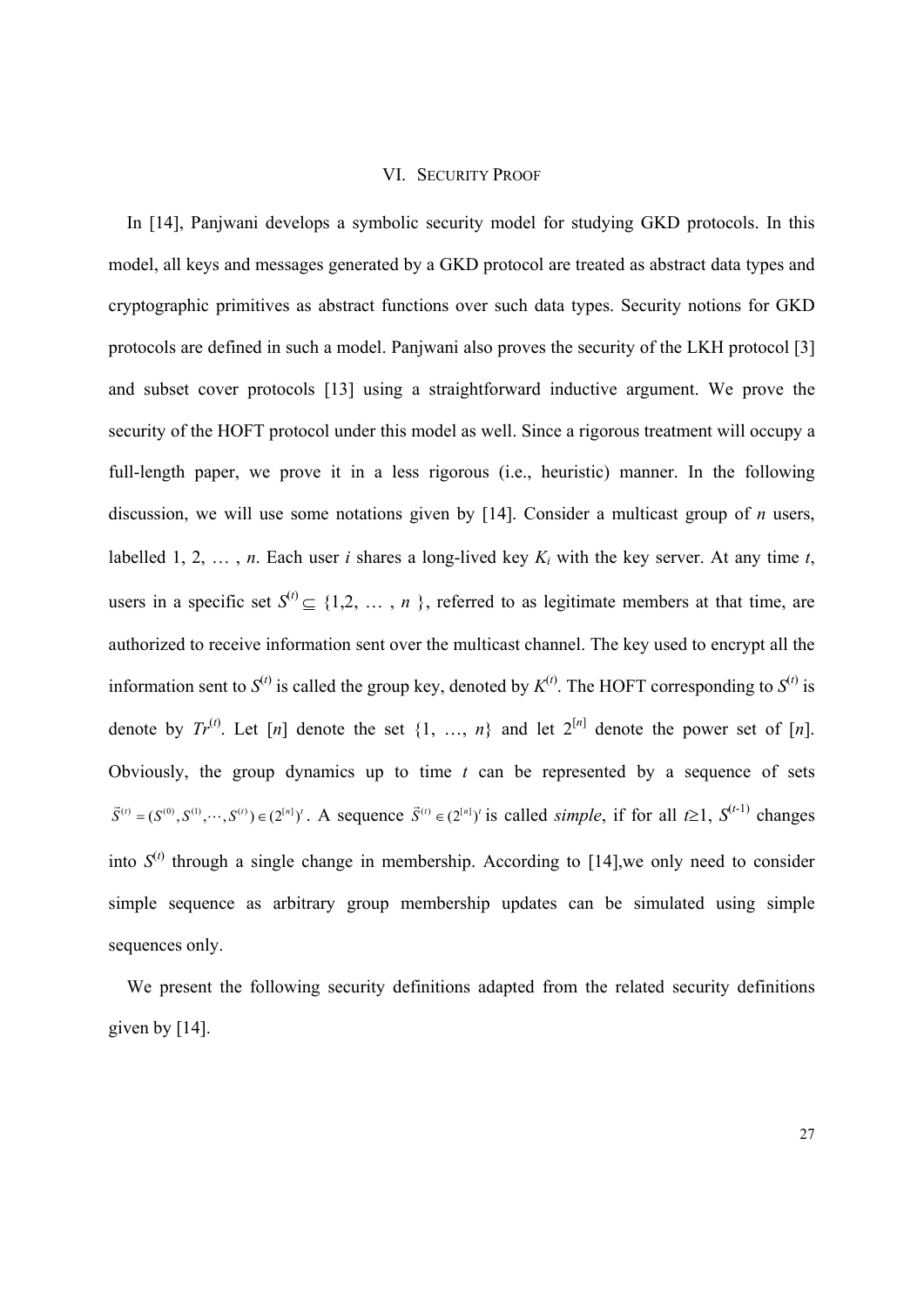## VI. SECURITY PROOF

In [14], Panjwani develops a symbolic security model for studying GKD protocols. In this model, all keys and messages generated by a GKD protocol are treated as abstract data types and cryptographic primitives as abstract functions over such data types. Security notions for GKD protocols are defined in such a model. Panjwani also proves the security of the LKH protocol [3] and subset cover protocols [13] using a straightforward inductive argument. We prove the security of the HOFT protocol under this model as well. Since a rigorous treatment will occupy a full-length paper, we prove it in a less rigorous (i.e., heuristic) manner. In the following discussion, we will use some notations given by [14]. Consider a multicast group of $n$ users, labelled 1, 2, … , $n$. Each user $i$ shares a long-lived key $K_i$ with the key server. At any time $t$, users in a specific set $S^{(t)} \subseteq \{1,2, \ldots , n\}$, referred to as legitimate members at that time, are authorized to receive information sent over the multicast channel. The key used to encrypt all the information sent to $S^{(t)}$ is called the group key, denoted by $K^{(t)}$. The HOFT corresponding to $S^{(t)}$ is denote by $Tr^{(t)}$. Let $[n]$ denote the set $\{1, \ldots, n\}$ and let $2^{[n]}$ denote the power set of $[n]$. Obviously, the group dynamics up to time $t$ can be represented by a sequence of sets $\vec{S}^{(t)} = (S^{(0)}, S^{(1)}, \cdots, S^{(t)}) \in (2^{[n]})^t$. A sequence $\vec{S}^{(t)} \in (2^{[n]})^t$ is called *simple*, if for all $t \geq 1$, $S^{(t-1)}$ changes into $S^{(t)}$ through a single change in membership. According to [14],we only need to consider simple sequence as arbitrary group membership updates can be simulated using simple sequences only.

We present the following security definitions adapted from the related security definitions given by [14].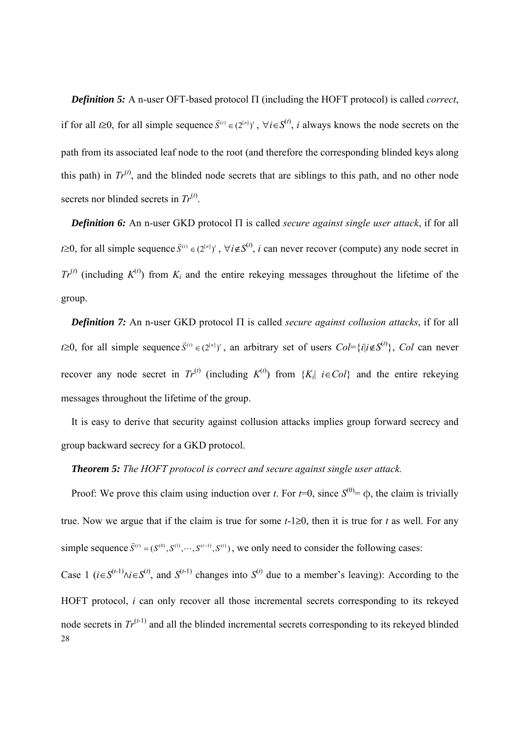***Definition 5:*** A n-user OFT-based protocol Π (including the HOFT protocol) is called *correct*, if for all $t \geq 0$, for all simple sequence $\vec{S}^{(t)} \in (2^{[n]})^t$, $\forall i \in S^{(t)}$, $i$ always knows the node secrets on the path from its associated leaf node to the root (and therefore the corresponding blinded keys along this path) in $Tr^{(t)}$, and the blinded node secrets that are siblings to this path, and no other node secrets nor blinded secrets in $Tr^{(t)}$.

***Definition 6:*** An n-user GKD protocol Π is called *secure against single user attack*, if for all $t \geq 0$, for all simple sequence $\vec{S}^{(t)} \in (2^{[n]})^t$, $\forall i \notin S^{(t)}$, $i$ can never recover (compute) any node secret in $Tr^{(t)}$ (including $K^{(t)}$) from $K_i$ and the entire rekeying messages throughout the lifetime of the group.

***Definition 7:*** An n-user GKD protocol Π is called *secure against collusion attacks*, if for all $t \geq 0$, for all simple sequence $\vec{S}^{(t)} \in (2^{[n]})^t$, an arbitrary set of users $Col=\{i|i \notin S^{(t)}\}$, $Col$ can never recover any node secret in $Tr^{(t)}$ (including $K^{(t)}$) from $\{K_i| \ i \in Col\}$ and the entire rekeying messages throughout the lifetime of the group.

It is easy to derive that security against collusion attacks implies group forward secrecy and group backward secrecy for a GKD protocol.

***Theorem 5:*** *The HOFT protocol is correct and secure against single user attack.*

Proof: We prove this claim using induction over $t$. For $t=0$, since $S^{(0)}=\phi$, the claim is trivially true. Now we argue that if the claim is true for some $t-1 \geq 0$, then it is true for $t$ as well. For any simple sequence $\vec{S}^{(t)} = (S^{(0)}, S^{(1)}, \cdots, S^{(t-1)}, S^{(t)})$, we only need to consider the following cases:

Case 1 ($i \in S^{(t-1)} \wedge i \in S^{(t)}$, and $S^{(t-1)}$ changes into $S^{(t)}$ due to a member's leaving): According to the HOFT protocol, $i$ can only recover all those incremental secrets corresponding to its rekeyed node secrets in $Tr^{(t-1)}$ and all the blinded incremental secrets corresponding to its rekeyed blinded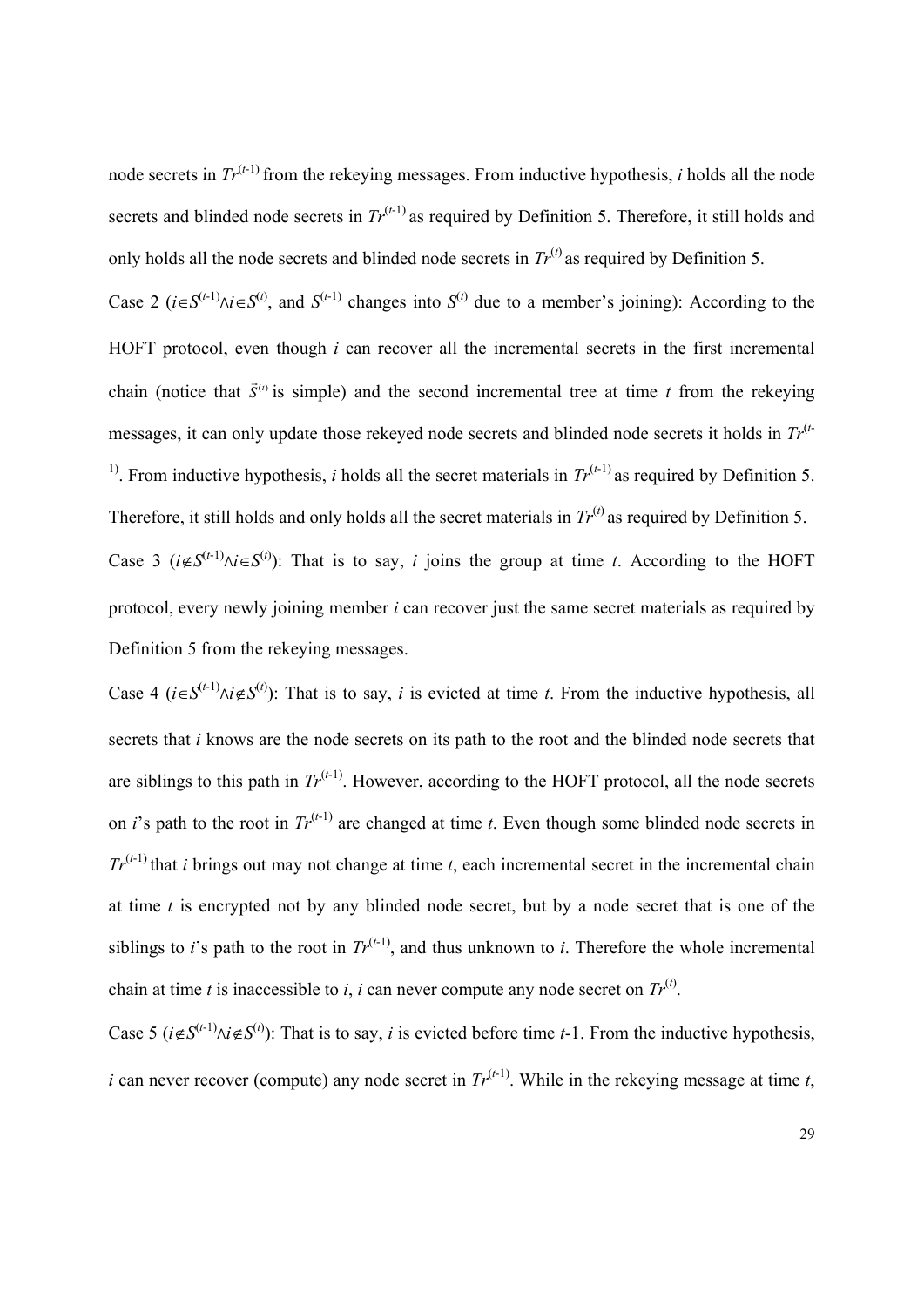node secrets in $Tr^{(t-1)}$ from the rekeying messages. From inductive hypothesis, $i$ holds all the node secrets and blinded node secrets in $Tr^{(t-1)}$ as required by Definition 5. Therefore, it still holds and only holds all the node secrets and blinded node secrets in $Tr^{(t)}$ as required by Definition 5.

Case 2 ($i \in S^{(t-1)} \wedge i \in S^{(t)}$, and $S^{(t-1)}$ changes into $S^{(t)}$ due to a member's joining): According to the HOFT protocol, even though $i$ can recover all the incremental secrets in the first incremental chain (notice that $\bar{S}^{(t)}$ is simple) and the second incremental tree at time $t$ from the rekeying messages, it can only update those rekeyed node secrets and blinded node secrets it holds in $Tr^{(t-1)}$. From inductive hypothesis, $i$ holds all the secret materials in $Tr^{(t-1)}$ as required by Definition 5. Therefore, it still holds and only holds all the secret materials in $Tr^{(t)}$ as required by Definition 5.

Case 3 ($i \notin S^{(t-1)} \wedge i \in S^{(t)}$): That is to say, $i$ joins the group at time $t$. According to the HOFT protocol, every newly joining member $i$ can recover just the same secret materials as required by Definition 5 from the rekeying messages.

Case 4 ($i \in S^{(t-1)} \wedge i \notin S^{(t)}$): That is to say, $i$ is evicted at time $t$. From the inductive hypothesis, all secrets that $i$ knows are the node secrets on its path to the root and the blinded node secrets that are siblings to this path in $Tr^{(t-1)}$. However, according to the HOFT protocol, all the node secrets on $i$'s path to the root in $Tr^{(t-1)}$ are changed at time $t$. Even though some blinded node secrets in $Tr^{(t-1)}$ that $i$ brings out may not change at time $t$, each incremental secret in the incremental chain at time $t$ is encrypted not by any blinded node secret, but by a node secret that is one of the siblings to $i$'s path to the root in $Tr^{(t-1)}$, and thus unknown to $i$. Therefore the whole incremental chain at time $t$ is inaccessible to $i$, $i$ can never compute any node secret on $Tr^{(t)}$.

Case 5 ($i \notin S^{(t-1)} \wedge i \notin S^{(t)}$): That is to say, $i$ is evicted before time $t$-1. From the inductive hypothesis, $i$ can never recover (compute) any node secret in $Tr^{(t-1)}$. While in the rekeying message at time $t$,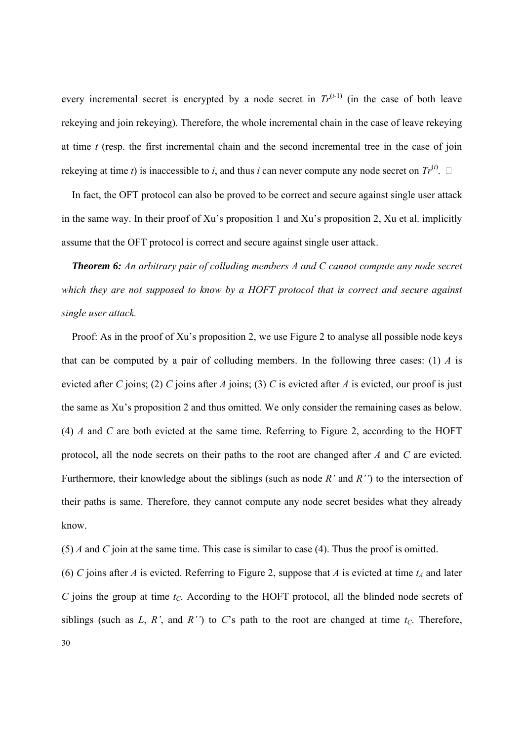every incremental secret is encrypted by a node secret in $Tr^{(t-1)}$ (in the case of both leave rekeying and join rekeying). Therefore, the whole incremental chain in the case of leave rekeying at time $t$ (resp. the first incremental chain and the second incremental tree in the case of join rekeying at time $t$) is inaccessible to $i$, and thus $i$ can never compute any node secret on $Tr^{(t)}$. □

In fact, the OFT protocol can also be proved to be correct and secure against single user attack in the same way. In their proof of Xu's proposition 1 and Xu's proposition 2, Xu et al. implicitly assume that the OFT protocol is correct and secure against single user attack.

***Theorem 6:*** *An arbitrary pair of colluding members A and C cannot compute any node secret which they are not supposed to know by a HOFT protocol that is correct and secure against single user attack.*

Proof: As in the proof of Xu's proposition 2, we use Figure 2 to analyse all possible node keys that can be computed by a pair of colluding members. In the following three cases: (1) $A$ is evicted after $C$ joins; (2) $C$ joins after $A$ joins; (3) $C$ is evicted after $A$ is evicted, our proof is just the same as Xu's proposition 2 and thus omitted. We only consider the remaining cases as below.

(4) $A$ and $C$ are both evicted at the same time. Referring to Figure 2, according to the HOFT protocol, all the node secrets on their paths to the root are changed after $A$ and $C$ are evicted. Furthermore, their knowledge about the siblings (such as node $R'$ and $R''$) to the intersection of their paths is same. Therefore, they cannot compute any node secret besides what they already know.

(5) $A$ and $C$ join at the same time. This case is similar to case (4). Thus the proof is omitted.

(6) $C$ joins after $A$ is evicted. Referring to Figure 2, suppose that $A$ is evicted at time $t_A$ and later $C$ joins the group at time $t_C$. According to the HOFT protocol, all the blinded node secrets of siblings (such as $L$, $R'$, and $R''$) to $C$'s path to the root are changed at time $t_C$. Therefore,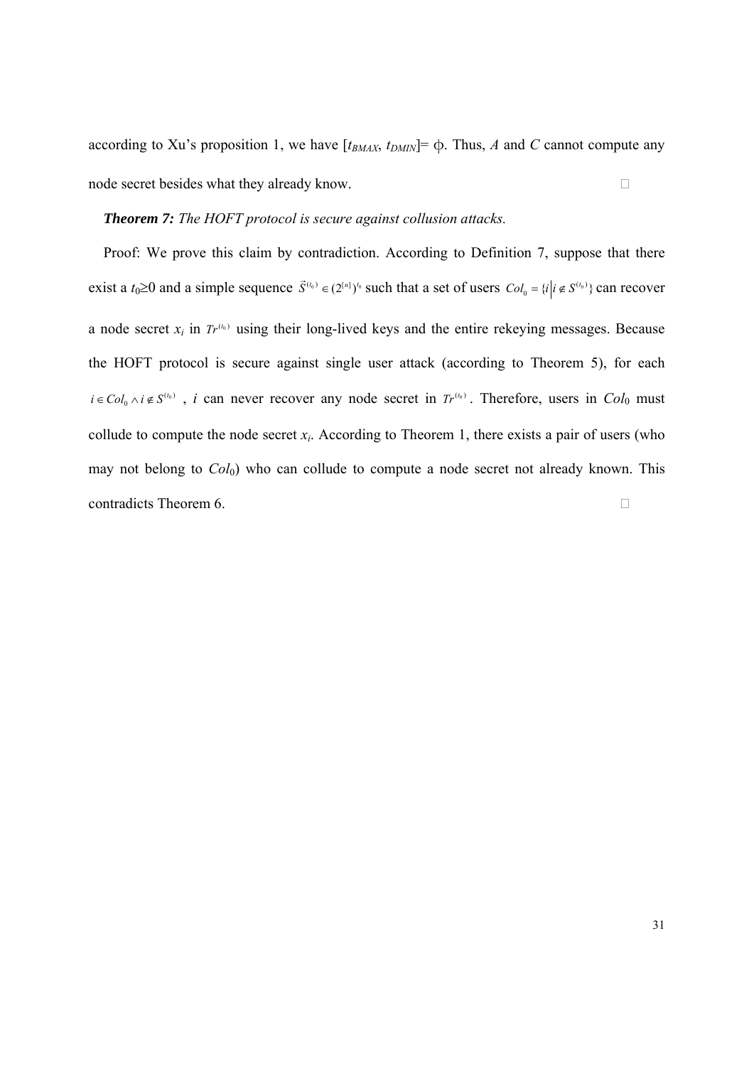according to Xu's proposition 1, we have $[t_{BMAX}, t_{DMIN}] = \phi$. Thus, $A$ and $C$ cannot compute any node secret besides what they already know. □

***Theorem 7:*** *The HOFT protocol is secure against collusion attacks.*

Proof: We prove this claim by contradiction. According to Definition 7, suppose that there exist a $t_0 \geq 0$ and a simple sequence $\vec{S}^{(t_0)} \in (2^{[n]})^{t_0}$ such that a set of users $Col_0 = \{i | i \notin S^{(t_0)}\}$ can recover a node secret $x_i$ in $Tr^{(t_0)}$ using their long-lived keys and the entire rekeying messages. Because the HOFT protocol is secure against single user attack (according to Theorem 5), for each $i \in Col_0 \wedge i \notin S^{(t_0)}$, $i$ can never recover any node secret in $Tr^{(t_0)}$. Therefore, users in $Col_0$ must collude to compute the node secret $x_i$. According to Theorem 1, there exists a pair of users (who may not belong to $Col_0$) who can collude to compute a node secret not already known. This contradicts Theorem 6. □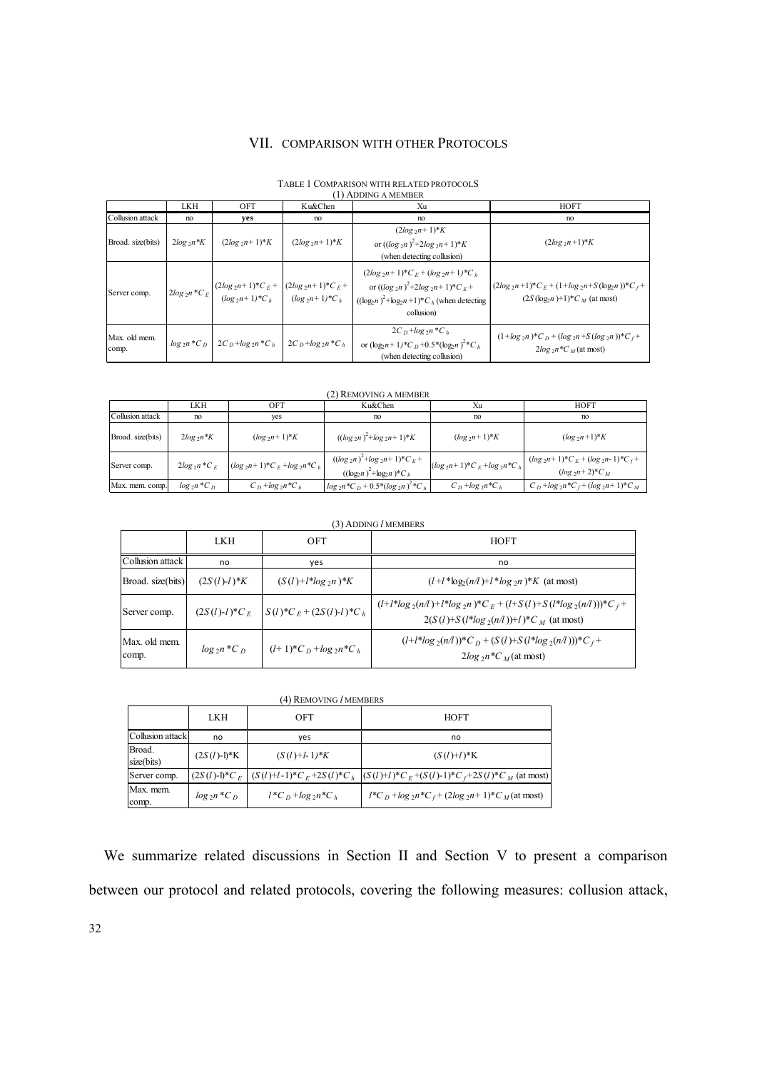## VII. COMPARISON WITH OTHER PROTOCOLS

TABLE 1 COMPARISON WITH RELATED PROTOCOLS

(1) ADDING A MEMBER

| | LKH | OFT | Ku&Chen | Xu | HOFT |
|---|---|---|---|---|---|
| Collusion attack | no | **yes** | no | no | no |
| Broad. size(bits) | $2log_2n*K$ | $(2log_2n+1)*K$ | $(2log_2n+1)*K$ | $(2log_2n+1)*K$ or $((log_2n)^2+2log_2n+1)*K$ (when detecting collusion) | $(2log_2n+1)*K$ |
| Server comp. | $2log_2n*C_E$ | $(2log_2n+1)*C_E+(log_2n+1)*C_h$ | $(2log_2n+1)*C_E+(log_2n+1)*C_h$ | $(2log_2n+1)*C_E+(log_2n+1)*C_h$ or $((log_2n)^2+2log_2n+1)*C_E+((log_2n)^2+log_2n+1)*C_h$ (when detecting collusion) | $(2log_2n+1)*C_E+(1+log_2n+S(log_2n))*C_f+(2S(log_2n)+1)*C_M$ (at most) |
| Max. old mem. comp. | $log_2n*C_D$ | $2C_D+log_2n*C_h$ | $2C_D+log_2n*C_h$ | $2C_D+log_2n*C_h$ or $(log_2n+1)*C_D+0.5*(log_2n)^2*C_h$ (when detecting collusion) | $(1+log_2n)*C_D+(log_2n+S(log_2n))*C_f+2log_2n*C_M$ (at most) |

(2) REMOVING A MEMBER

| | LKH | OFT | Ku&Chen | Xu | HOFT |
|---|---|---|---|---|---|
| Collusion attack | no | yes | no | no | no |
| Broad. size(bits) | $2log_2n*K$ | $(log_2n+1)*K$ | $((log_2n)^2+log_2n+1)*K$ | $(log_2n+1)*K$ | $(log_2n+1)*K$ |
| Server comp. | $2log_2n*C_E$ | $(log_2n+1)*C_E+log_2n*C_h$ | $((log_2n)^2+log_2n+1)*C_E+((log_2n)^2+log_2n)*C_h$ | $(log_2n+1)*C_E+log_2n*C_h$ | $(log_2n+1)*C_E+(log_2n-1)*C_f+(log_2n+2)*C_M$ |
| Max. mem. comp. | $log_2n*C_D$ | $C_D+log_2n*C_h$ | $log_2n*C_D+0.5*(log_2n)^2*C_h$ | $C_D+log_2n*C_h$ | $C_D+log_2n*C_f+(log_2n+1)*C_M$ |

(3) ADDING $l$ MEMBERS

| | LKH | OFT | HOFT |
|---|---|---|---|
| Collusion attack | no | yes | no |
| Broad. size(bits) | $(2S(l)-l)*K$ | $(S(l)+l*log_2n)*K$ | $(l+l*log_2(n/l)+l*log_2n)*K$ (at most) |
| Server comp. | $(2S(l)-l)*C_E$ | $S(l)*C_E+(2S(l)-l)*C_h$ | $(l+l*log_2(n/l)+l*log_2n)*C_E+(l+S(l)+S(l*log_2(n/l)))*C_f+2(S(l)+S(l*log_2(n/l))+l)*C_M$ (at most) |
| Max. old mem. comp. | $log_2n*C_D$ | $(l+1)*C_D+log_2n*C_h$ | $(l+l*log_2(n/l))*C_D+(S(l)+S(l*log_2(n/l)))*C_f+2log_2n*C_M$ (at most) |

(4) REMOVING $l$ MEMBERS

| | LKH | OFT | HOFT |
|---|---|---|---|
| Collusion attack | no | yes | no |
| Broad. size(bits) | $(2S(l)-l)*K$ | $(S(l)+l-1)*K$ | $(S(l)+l)*K$ |
| Server comp. | $(2S(l)-l)*C_E$ | $(S(l)+l-1)*C_E+2S(l)*C_h$ | $(S(l)+l)*C_E+(S(l)-1)*C_f+2S(l)*C_M$ (at most) |
| Max. mem. comp. | $log_2n*C_D$ | $l*C_D+log_2n*C_h$ | $l*C_D+log_2n*C_f+(2log_2n+1)*C_M$ (at most) |

We summarize related discussions in Section II and Section V to present a comparison between our protocol and related protocols, covering the following measures: collusion attack,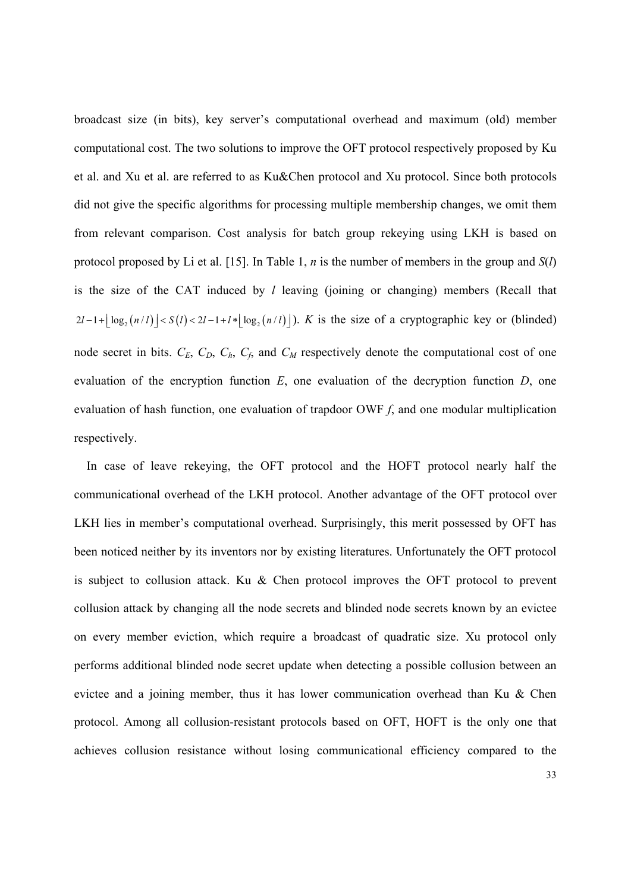broadcast size (in bits), key server's computational overhead and maximum (old) member computational cost. The two solutions to improve the OFT protocol respectively proposed by Ku et al. and Xu et al. are referred to as Ku&Chen protocol and Xu protocol. Since both protocols did not give the specific algorithms for processing multiple membership changes, we omit them from relevant comparison. Cost analysis for batch group rekeying using LKH is based on protocol proposed by Li et al. [15]. In Table 1, $n$ is the number of members in the group and $S(l)$ is the size of the CAT induced by $l$ leaving (joining or changing) members (Recall that $2l-1+\lfloor \log_2(n/l) \rfloor < S(l) < 2l-1+l*\lfloor \log_2(n/l) \rfloor$). $K$ is the size of a cryptographic key or (blinded) node secret in bits. $C_E$, $C_D$, $C_h$, $C_f$, and $C_M$ respectively denote the computational cost of one evaluation of the encryption function $E$, one evaluation of the decryption function $D$, one evaluation of hash function, one evaluation of trapdoor OWF $f$, and one modular multiplication respectively.

In case of leave rekeying, the OFT protocol and the HOFT protocol nearly half the communicational overhead of the LKH protocol. Another advantage of the OFT protocol over LKH lies in member's computational overhead. Surprisingly, this merit possessed by OFT has been noticed neither by its inventors nor by existing literatures. Unfortunately the OFT protocol is subject to collusion attack. Ku & Chen protocol improves the OFT protocol to prevent collusion attack by changing all the node secrets and blinded node secrets known by an evictee on every member eviction, which require a broadcast of quadratic size. Xu protocol only performs additional blinded node secret update when detecting a possible collusion between an evictee and a joining member, thus it has lower communication overhead than Ku & Chen protocol. Among all collusion-resistant protocols based on OFT, HOFT is the only one that achieves collusion resistance without losing communicational efficiency compared to the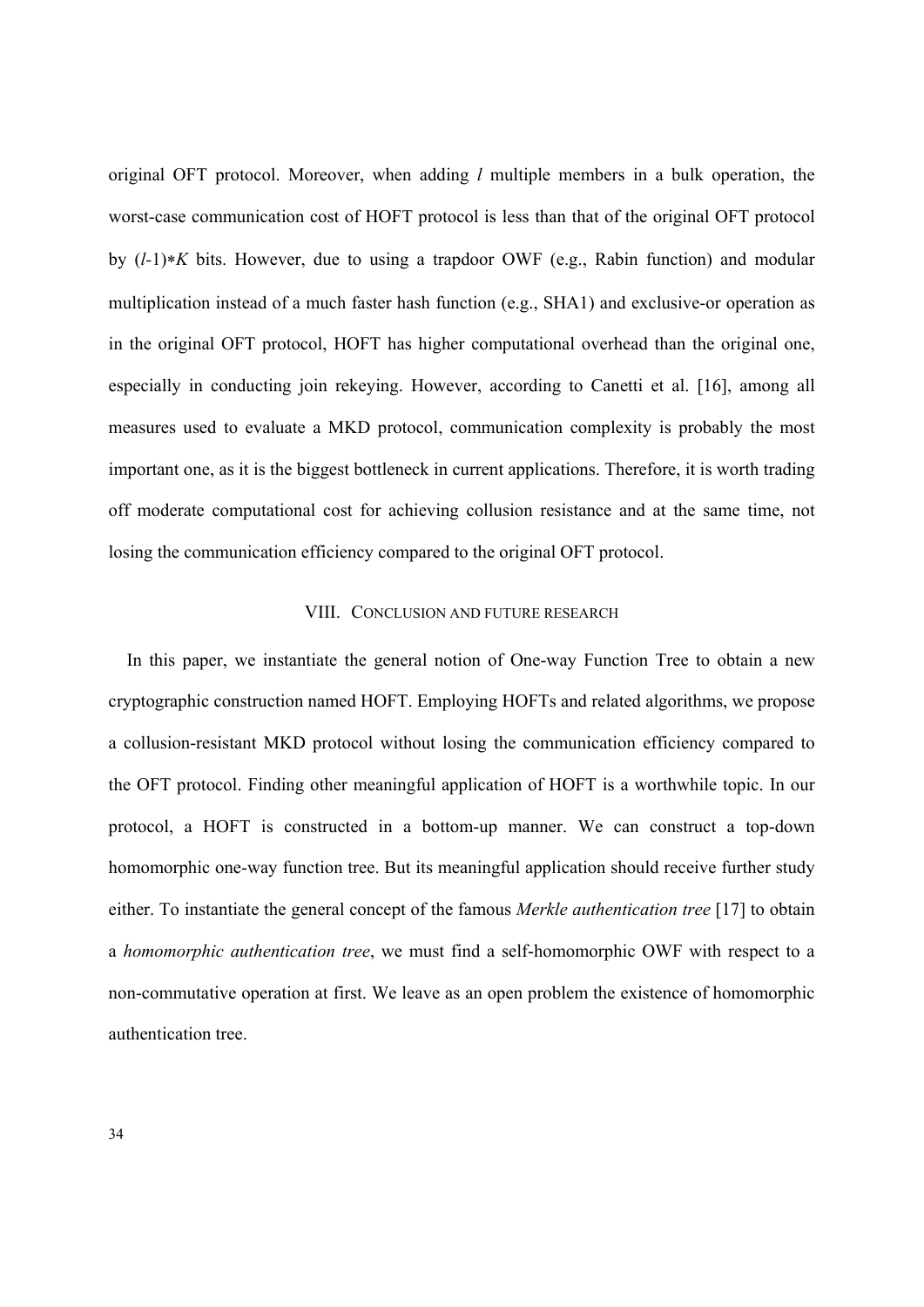original OFT protocol. Moreover, when adding $l$ multiple members in a bulk operation, the worst-case communication cost of HOFT protocol is less than that of the original OFT protocol by $(l-1)*K$ bits. However, due to using a trapdoor OWF (e.g., Rabin function) and modular multiplication instead of a much faster hash function (e.g., SHA1) and exclusive-or operation as in the original OFT protocol, HOFT has higher computational overhead than the original one, especially in conducting join rekeying. However, according to Canetti et al. [16], among all measures used to evaluate a MKD protocol, communication complexity is probably the most important one, as it is the biggest bottleneck in current applications. Therefore, it is worth trading off moderate computational cost for achieving collusion resistance and at the same time, not losing the communication efficiency compared to the original OFT protocol.

## VIII. CONCLUSION AND FUTURE RESEARCH

In this paper, we instantiate the general notion of One-way Function Tree to obtain a new cryptographic construction named HOFT. Employing HOFTs and related algorithms, we propose a collusion-resistant MKD protocol without losing the communication efficiency compared to the OFT protocol. Finding other meaningful application of HOFT is a worthwhile topic. In our protocol, a HOFT is constructed in a bottom-up manner. We can construct a top-down homomorphic one-way function tree. But its meaningful application should receive further study either. To instantiate the general concept of the famous *Merkle authentication tree* [17] to obtain a *homomorphic authentication tree*, we must find a self-homomorphic OWF with respect to a non-commutative operation at first. We leave as an open problem the existence of homomorphic authentication tree.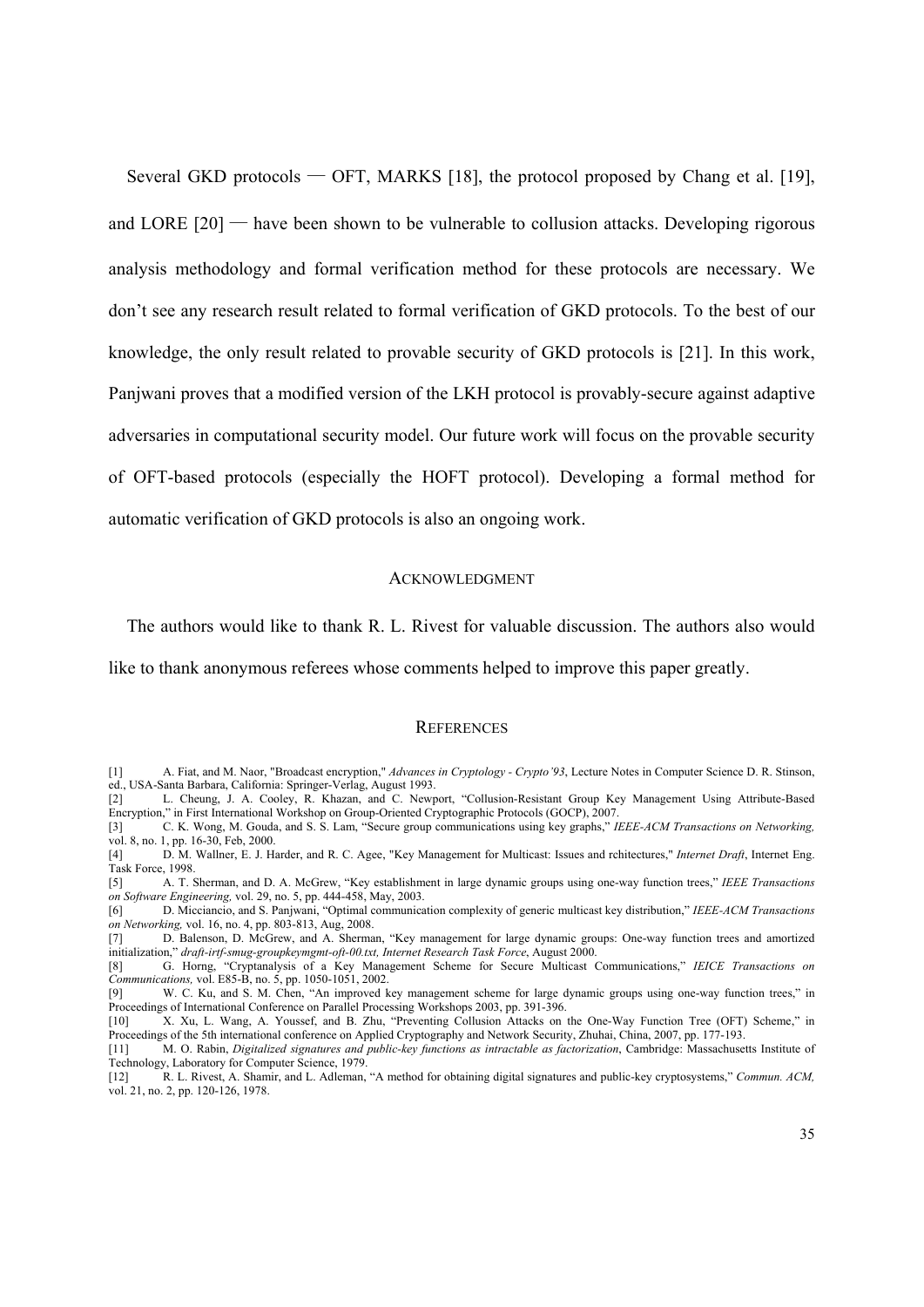Several GKD protocols — OFT, MARKS [18], the protocol proposed by Chang et al. [19], and LORE [20] — have been shown to be vulnerable to collusion attacks. Developing rigorous analysis methodology and formal verification method for these protocols are necessary. We don't see any research result related to formal verification of GKD protocols. To the best of our knowledge, the only result related to provable security of GKD protocols is [21]. In this work, Panjwani proves that a modified version of the LKH protocol is provably-secure against adaptive adversaries in computational security model. Our future work will focus on the provable security of OFT-based protocols (especially the HOFT protocol). Developing a formal method for automatic verification of GKD protocols is also an ongoing work.

## ACKNOWLEDGMENT

The authors would like to thank R. L. Rivest for valuable discussion. The authors also would like to thank anonymous referees whose comments helped to improve this paper greatly.

## REFERENCES

[1] A. Fiat, and M. Naor, "Broadcast encryption," *Advances in Cryptology - Crypto'93*, Lecture Notes in Computer Science D. R. Stinson, ed., USA-Santa Barbara, California: Springer-Verlag, August 1993.

[2] L. Cheung, J. A. Cooley, R. Khazan, and C. Newport, "Collusion-Resistant Group Key Management Using Attribute-Based Encryption," in First International Workshop on Group-Oriented Cryptographic Protocols (GOCP), 2007.

[3] C. K. Wong, M. Gouda, and S. S. Lam, "Secure group communications using key graphs," *IEEE-ACM Transactions on Networking,* vol. 8, no. 1, pp. 16-30, Feb, 2000.

[4] D. M. Wallner, E. J. Harder, and R. C. Agee, "Key Management for Multicast: Issues and rchitectures," *Internet Draft*, Internet Eng. Task Force, 1998.

[5] A. T. Sherman, and D. A. McGrew, "Key establishment in large dynamic groups using one-way function trees," *IEEE Transactions on Software Engineering,* vol. 29, no. 5, pp. 444-458, May, 2003.

[6] D. Micciancio, and S. Panjwani, "Optimal communication complexity of generic multicast key distribution," *IEEE-ACM Transactions on Networking,* vol. 16, no. 4, pp. 803-813, Aug, 2008.

[7] D. Balenson, D. McGrew, and A. Sherman, "Key management for large dynamic groups: One-way function trees and amortized initialization," *draft-irtf-smug-groupkeymgmt-oft-00.txt, Internet Research Task Force*, August 2000.

[8] G. Horng, "Cryptanalysis of a Key Management Scheme for Secure Multicast Communications," *IEICE Transactions on Communications,* vol. E85-B, no. 5, pp. 1050-1051, 2002.

[9] W. C. Ku, and S. M. Chen, "An improved key management scheme for large dynamic groups using one-way function trees," in Proceedings of International Conference on Parallel Processing Workshops 2003, pp. 391-396.

[10] X. Xu, L. Wang, A. Youssef, and B. Zhu, "Preventing Collusion Attacks on the One-Way Function Tree (OFT) Scheme," in Proceedings of the 5th international conference on Applied Cryptography and Network Security, Zhuhai, China, 2007, pp. 177-193.

[11] M. O. Rabin, *Digitalized signatures and public-key functions as intractable as factorization*, Cambridge: Massachusetts Institute of Technology, Laboratory for Computer Science, 1979.

[12] R. L. Rivest, A. Shamir, and L. Adleman, "A method for obtaining digital signatures and public-key cryptosystems," *Commun. ACM,* vol. 21, no. 2, pp. 120-126, 1978.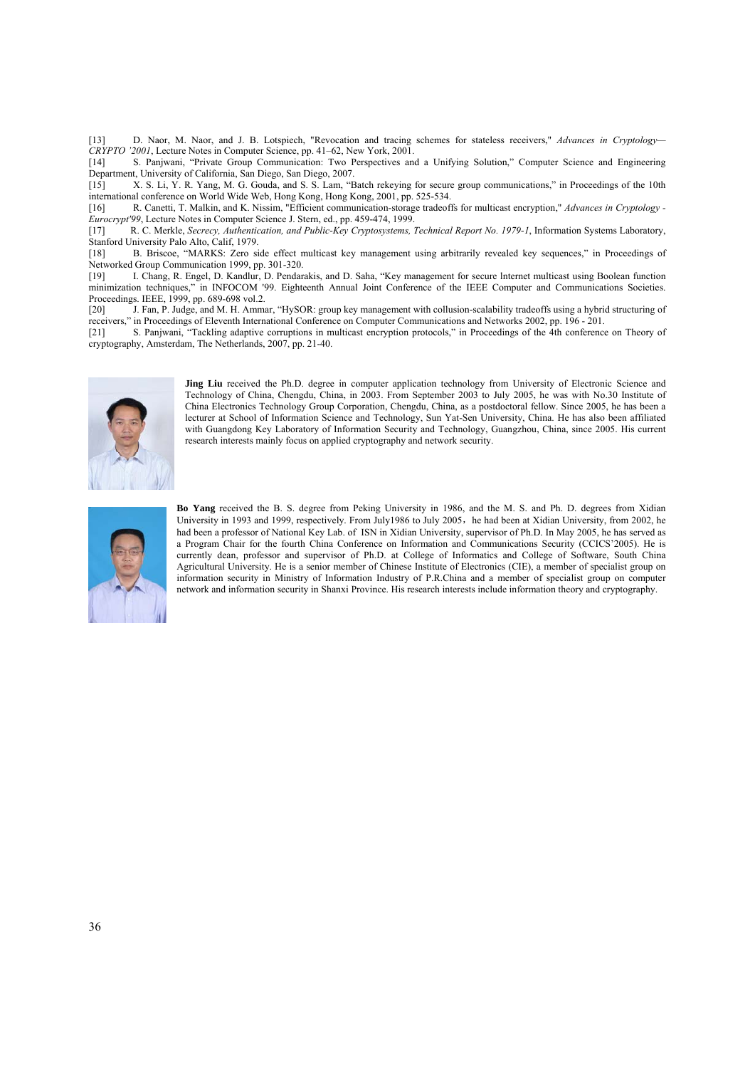[13] D. Naor, M. Naor, and J. B. Lotspiech, "Revocation and tracing schemes for stateless receivers," *Advances in Cryptology—CRYPTO '2001*, Lecture Notes in Computer Science, pp. 41–62, New York, 2001.

[14] S. Panjwani, "Private Group Communication: Two Perspectives and a Unifying Solution," Computer Science and Engineering Department, University of California, San Diego, San Diego, 2007.

[15] X. S. Li, Y. R. Yang, M. G. Gouda, and S. S. Lam, "Batch rekeying for secure group communications," in Proceedings of the 10th international conference on World Wide Web, Hong Kong, Hong Kong, 2001, pp. 525-534.

[16] R. Canetti, T. Malkin, and K. Nissim, "Efficient communication-storage tradeoffs for multicast encryption," *Advances in Cryptology - Eurocrypt'99*, Lecture Notes in Computer Science J. Stern, ed., pp. 459-474, 1999.

[17] R. C. Merkle, *Secrecy, Authentication, and Public-Key Cryptosystems, Technical Report No. 1979-1*, Information Systems Laboratory, Stanford University Palo Alto, Calif, 1979.

[18] B. Briscoe, "MARKS: Zero side effect multicast key management using arbitrarily revealed key sequences," in Proceedings of Networked Group Communication 1999, pp. 301-320.

[19] I. Chang, R. Engel, D. Kandlur, D. Pendarakis, and D. Saha, "Key management for secure lnternet multicast using Boolean function minimization techniques," in INFOCOM '99. Eighteenth Annual Joint Conference of the IEEE Computer and Communications Societies. Proceedings. IEEE, 1999, pp. 689-698 vol.2.

[20] J. Fan, P. Judge, and M. H. Ammar, "HySOR: group key management with collusion-scalability tradeoffs using a hybrid structuring of receivers," in Proceedings of Eleventh International Conference on Computer Communications and Networks 2002, pp. 196 - 201.

[21] S. Panjwani, "Tackling adaptive corruptions in multicast encryption protocols," in Proceedings of the 4th conference on Theory of cryptography, Amsterdam, The Netherlands, 2007, pp. 21-40.

**Jing Liu** received the Ph.D. degree in computer application technology from University of Electronic Science and Technology of China, Chengdu, China, in 2003. From September 2003 to July 2005, he was with No.30 Institute of China Electronics Technology Group Corporation, Chengdu, China, as a postdoctoral fellow. Since 2005, he has been a lecturer at School of Information Science and Technology, Sun Yat-Sen University, China. He has also been affiliated with Guangdong Key Laboratory of Information Security and Technology, Guangzhou, China, since 2005. His current research interests mainly focus on applied cryptography and network security.

**Bo Yang** received the B. S. degree from Peking University in 1986, and the M. S. and Ph. D. degrees from Xidian University in 1993 and 1999, respectively. From July1986 to July 2005，he had been at Xidian University, from 2002, he had been a professor of National Key Lab. of ISN in Xidian University, supervisor of Ph.D. In May 2005, he has served as a Program Chair for the fourth China Conference on Information and Communications Security (CCICS'2005). He is currently dean, professor and supervisor of Ph.D. at College of Informatics and College of Software, South China Agricultural University. He is a senior member of Chinese Institute of Electronics (CIE), a member of specialist group on information security in Ministry of Information Industry of P.R.China and a member of specialist group on computer network and information security in Shanxi Province. His research interests include information theory and cryptography.